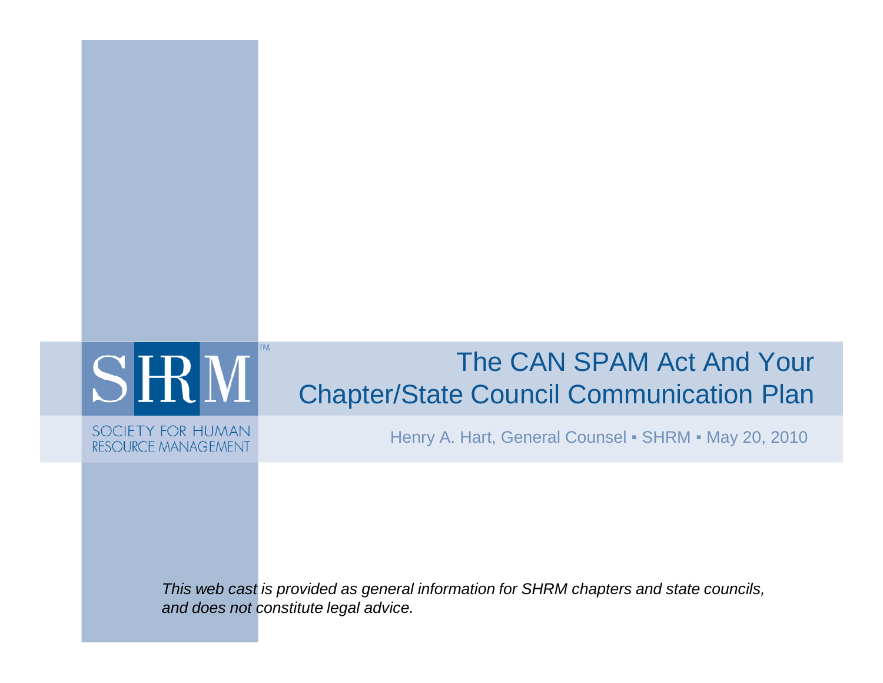SHRM

SOCIETY FOR HUMAN RESOURCE MANAGEMENT

# The CAN SPAM Act And Your Chapter/State Council Communication Plan

Henry A. Hart, General Counsel ▪ SHRM ▪ May 20, 2010

*This web cast is provided as general information for SHRM chapters and state councils, and does not constitute legal advice.*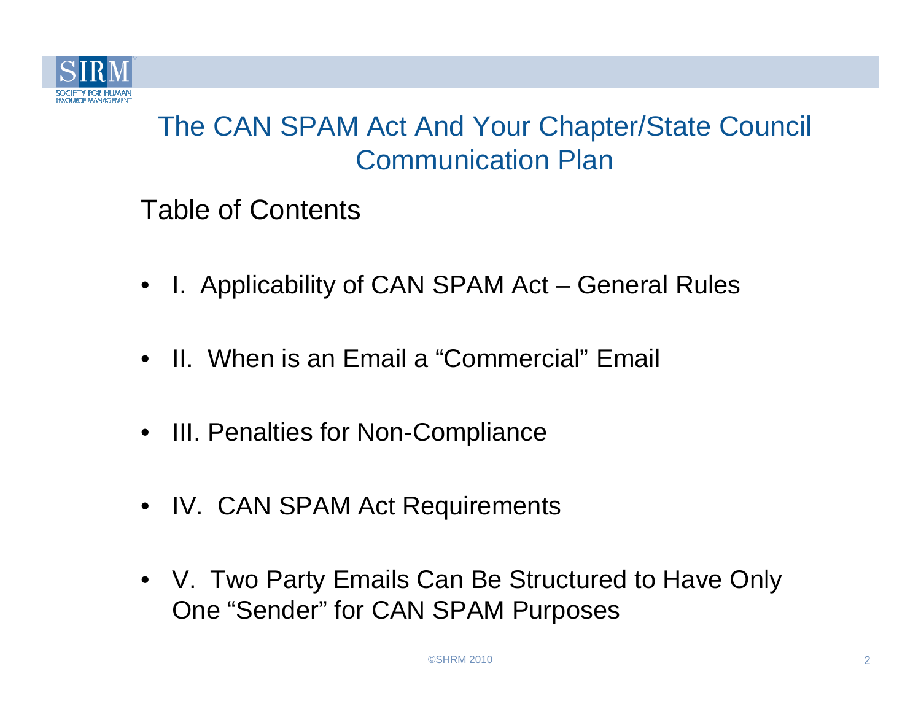# The CAN SPAM Act And Your Chapter/State Council Communication Plan

## Table of Contents

- I. Applicability of CAN SPAM Act – General Rules
- II. When is an Email a “Commercial” Email
- III. Penalties for Non-Compliance
- IV. CAN SPAM Act Requirements
- V. Two Party Emails Can Be Structured to Have Only One “Sender” for CAN SPAM Purposes

©SHRM 2010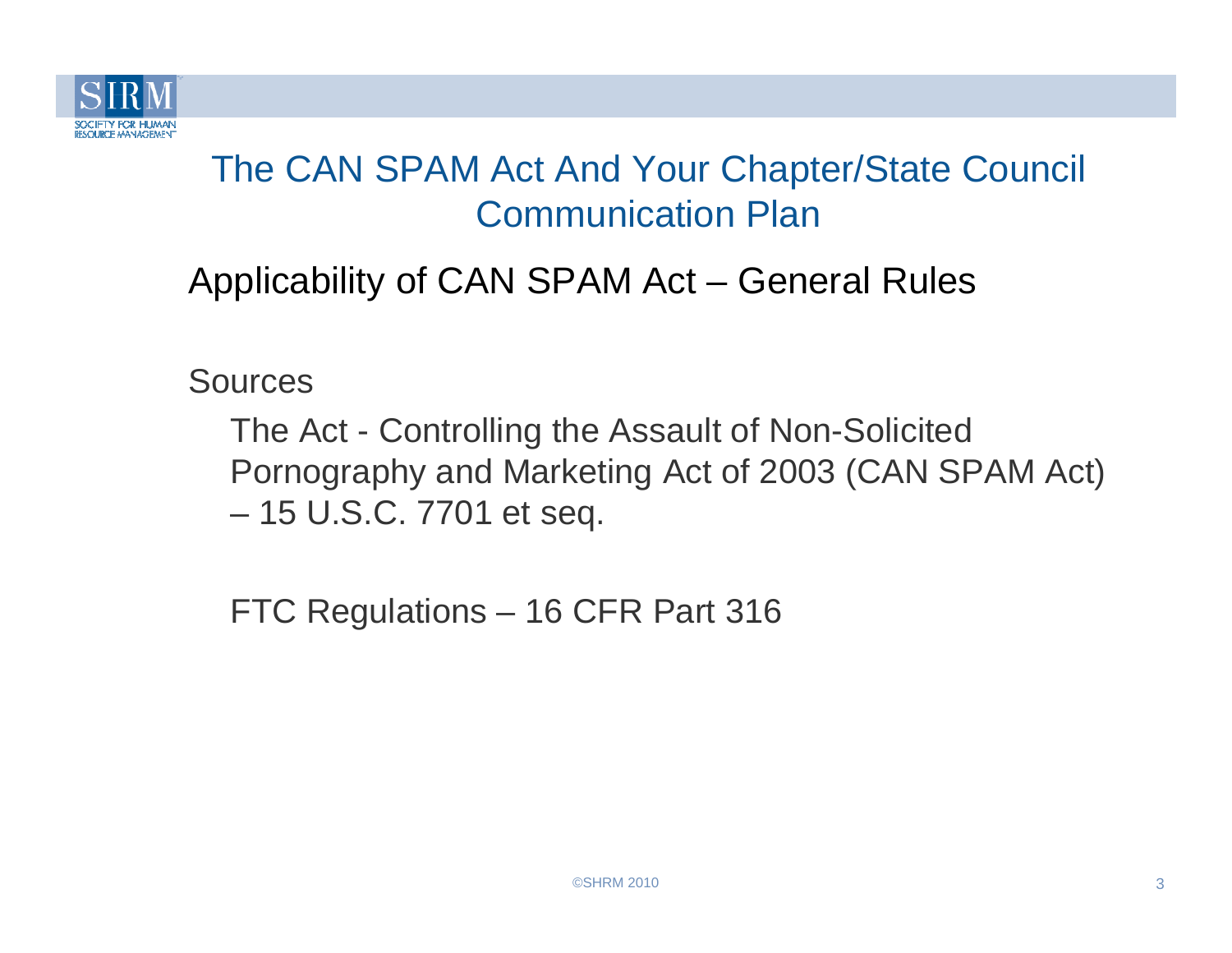# The CAN SPAM Act And Your Chapter/State Council Communication Plan

## Applicability of CAN SPAM Act – General Rules

Sources

The Act - Controlling the Assault of Non-Solicited Pornography and Marketing Act of 2003 (CAN SPAM Act) – 15 U.S.C. 7701 et seq.

FTC Regulations – 16 CFR Part 316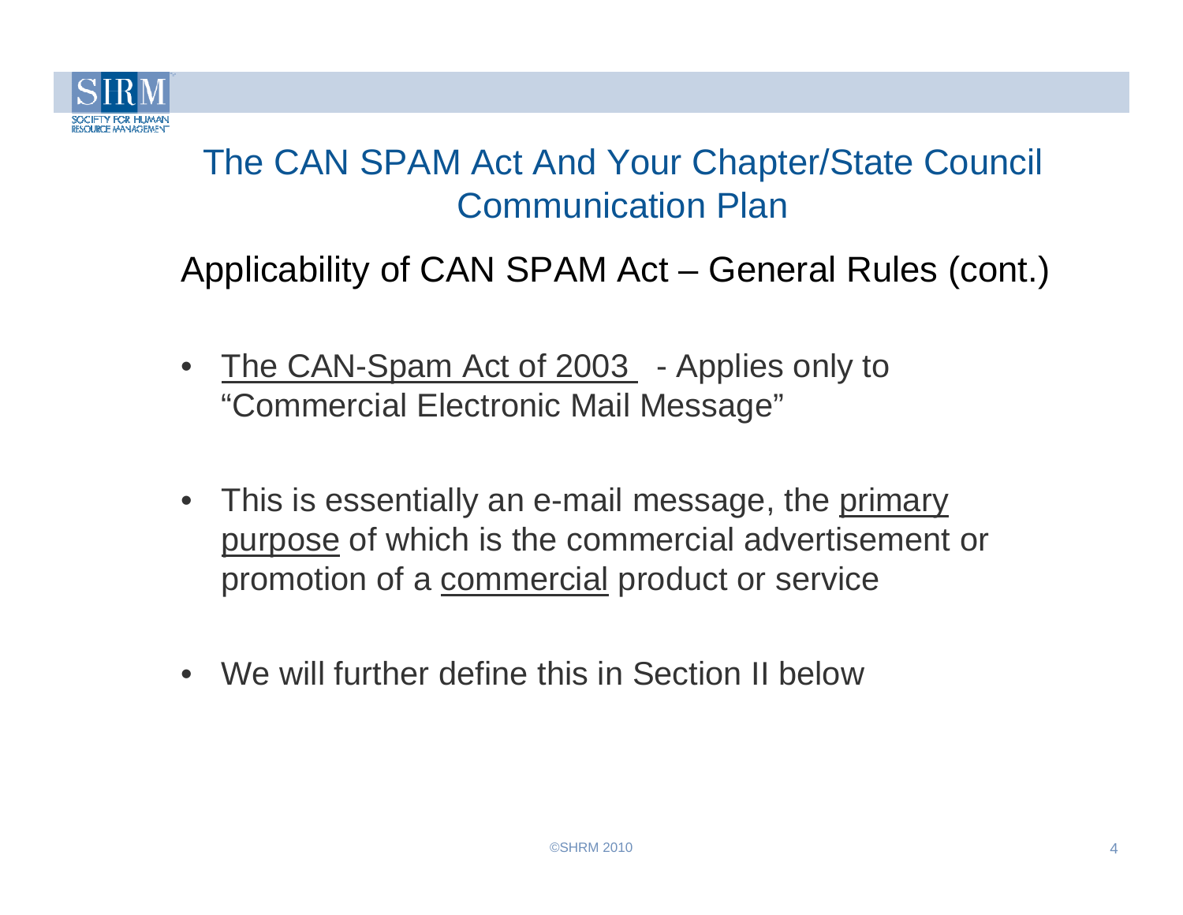# The CAN SPAM Act And Your Chapter/State Council Communication Plan

## Applicability of CAN SPAM Act – General Rules (cont.)

- The CAN-Spam Act of 2003 - Applies only to "Commercial Electronic Mail Message"
- This is essentially an e-mail message, the primary purpose of which is the commercial advertisement or promotion of a commercial product or service
- We will further define this in Section II below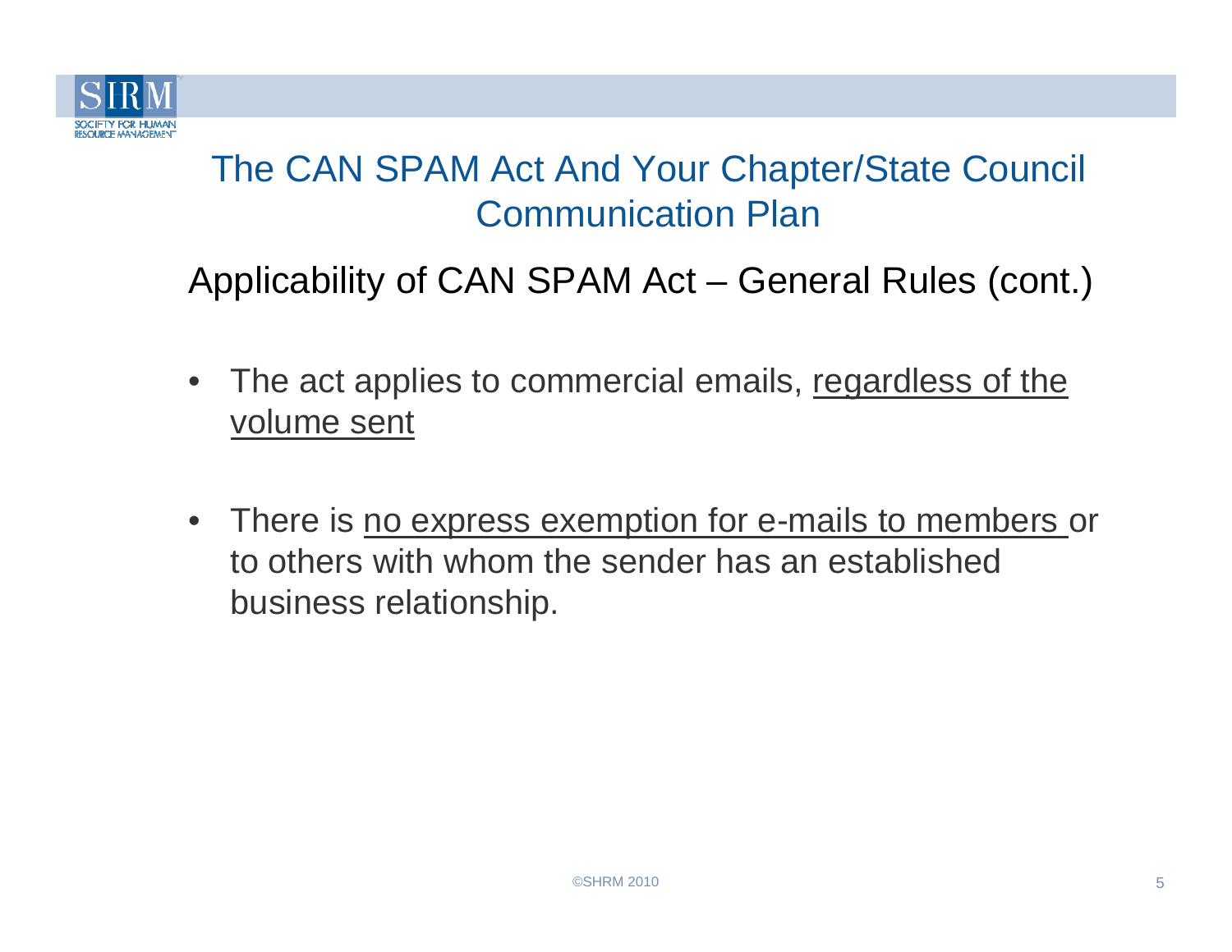# The CAN SPAM Act And Your Chapter/State Council Communication Plan

## Applicability of CAN SPAM Act – General Rules (cont.)

- The act applies to commercial emails, <u>regardless of the volume sent</u>
- There is <u>no express exemption for e-mails to members</u> or to others with whom the sender has an established business relationship.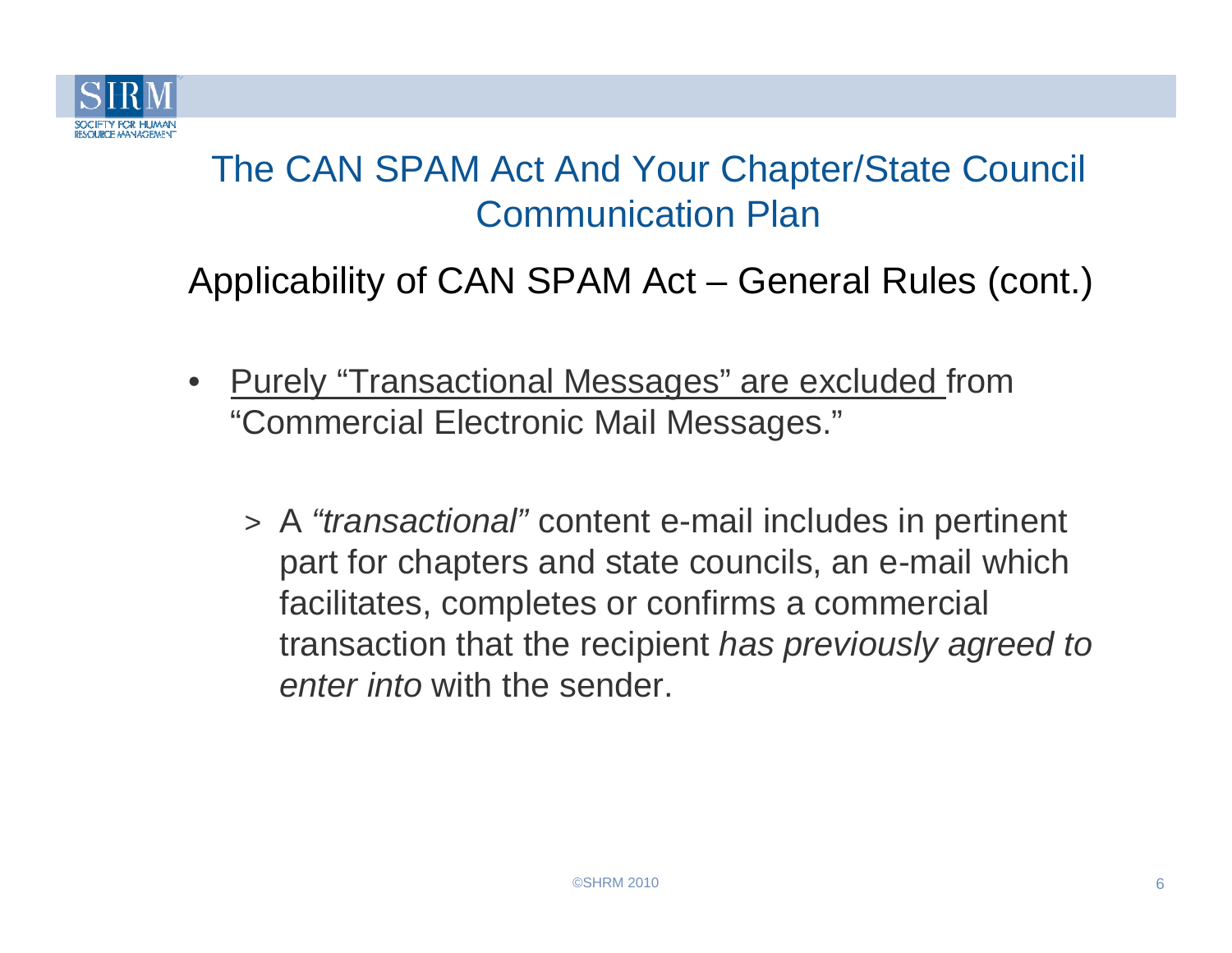# The CAN SPAM Act And Your Chapter/State Council Communication Plan

## Applicability of CAN SPAM Act – General Rules (cont.)

- <u>Purely "Transactional Messages" are excluded</u> from "Commercial Electronic Mail Messages."
  - A *"transactional"* content e-mail includes in pertinent part for chapters and state councils, an e-mail which facilitates, completes or confirms a commercial transaction that the recipient *has previously agreed to enter into* with the sender.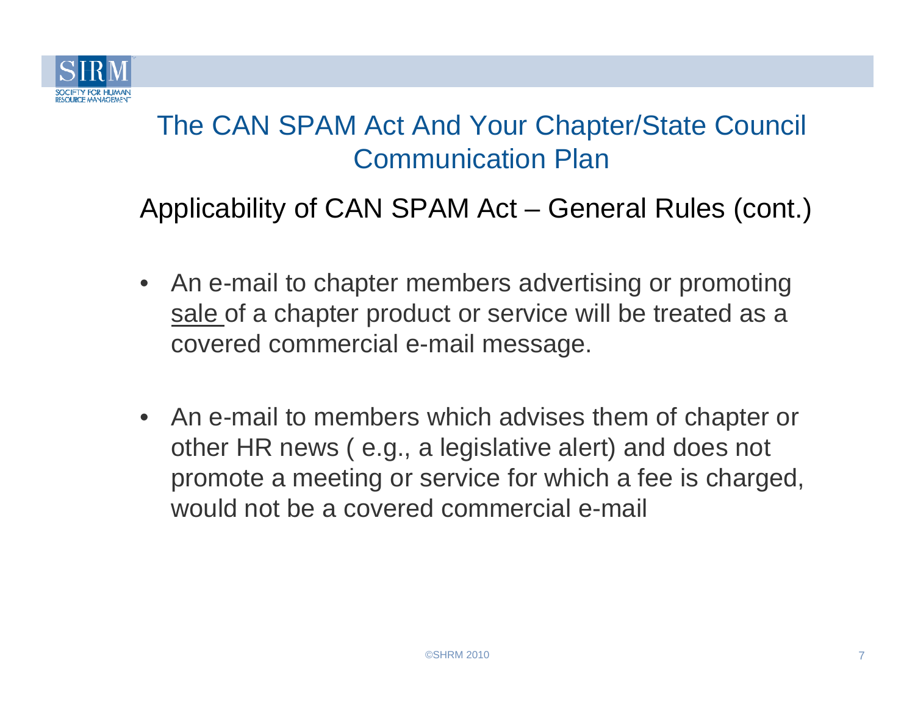# The CAN SPAM Act And Your Chapter/State Council Communication Plan

## Applicability of CAN SPAM Act – General Rules (cont.)

- An e-mail to chapter members advertising or promoting <u>sale</u> of a chapter product or service will be treated as a covered commercial e-mail message.

- An e-mail to members which advises them of chapter or other HR news ( e.g., a legislative alert) and does not promote a meeting or service for which a fee is charged, would not be a covered commercial e-mail

©SHRM 2010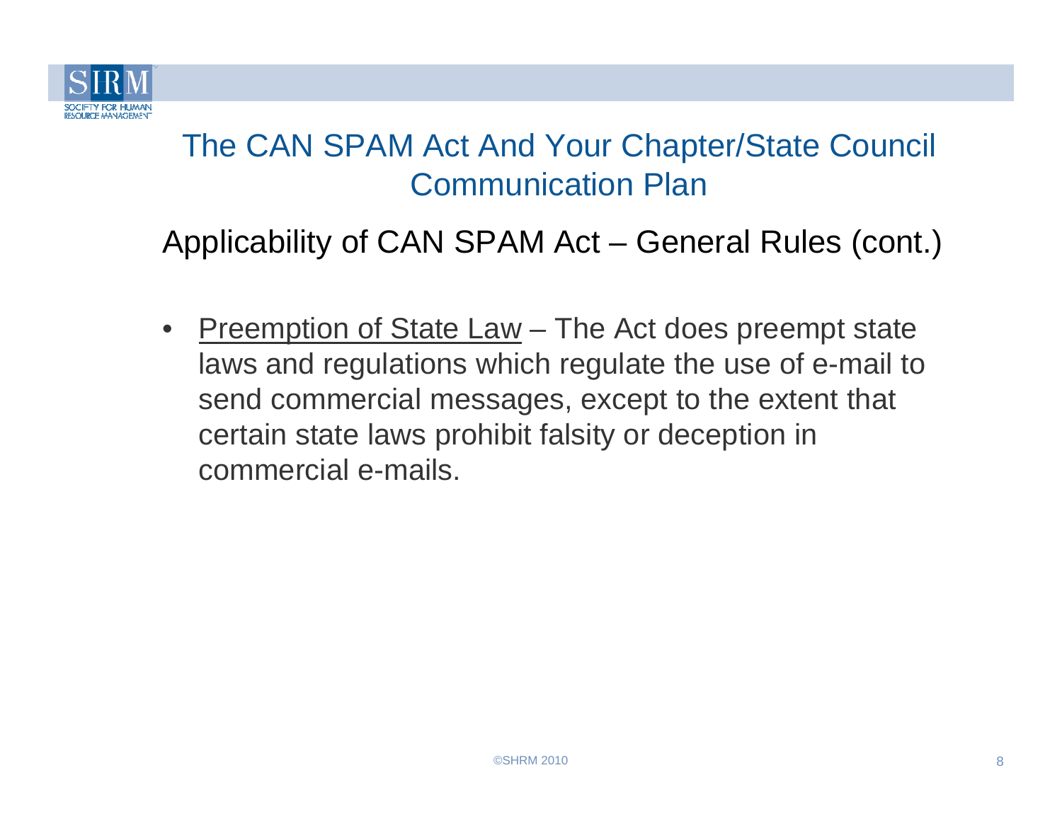# The CAN SPAM Act And Your Chapter/State Council Communication Plan

## Applicability of CAN SPAM Act – General Rules (cont.)

- <u>Preemption of State Law</u> – The Act does preempt state laws and regulations which regulate the use of e-mail to send commercial messages, except to the extent that certain state laws prohibit falsity or deception in commercial e-mails.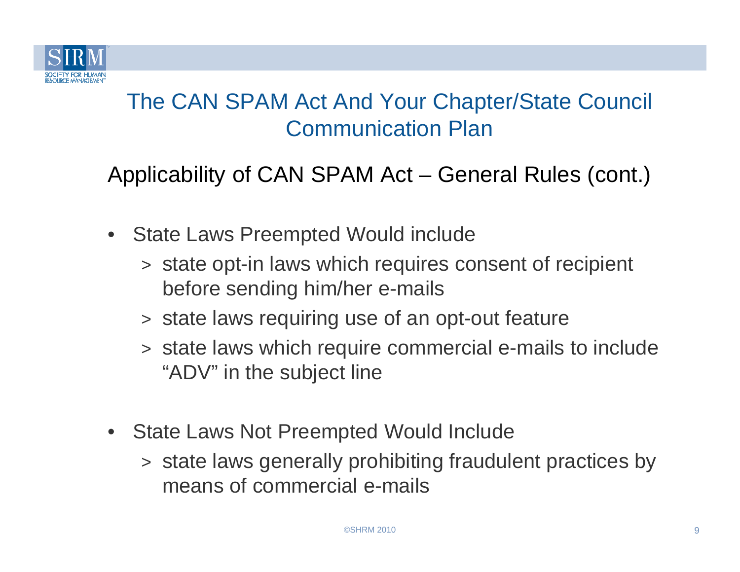# The CAN SPAM Act And Your Chapter/State Council Communication Plan

## Applicability of CAN SPAM Act – General Rules (cont.)

- State Laws Preempted Would include
  - state opt-in laws which requires consent of recipient before sending him/her e-mails
  - state laws requiring use of an opt-out feature
  - state laws which require commercial e-mails to include “ADV” in the subject line
- State Laws Not Preempted Would Include
  - state laws generally prohibiting fraudulent practices by means of commercial e-mails

©SHRM 2010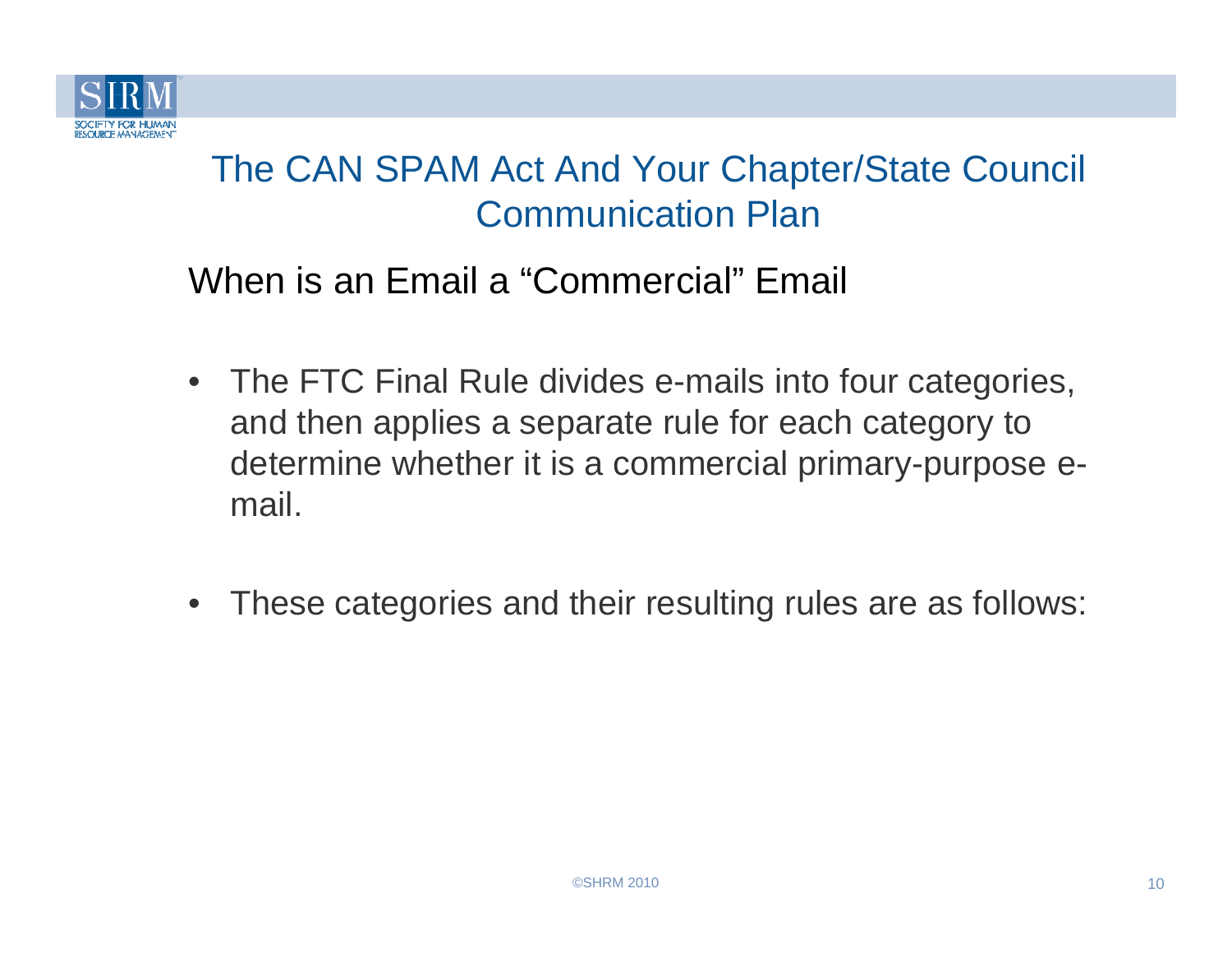# The CAN SPAM Act And Your Chapter/State Council Communication Plan

## When is an Email a "Commercial" Email

- The FTC Final Rule divides e-mails into four categories, and then applies a separate rule for each category to determine whether it is a commercial primary-purpose e-mail.
- These categories and their resulting rules are as follows: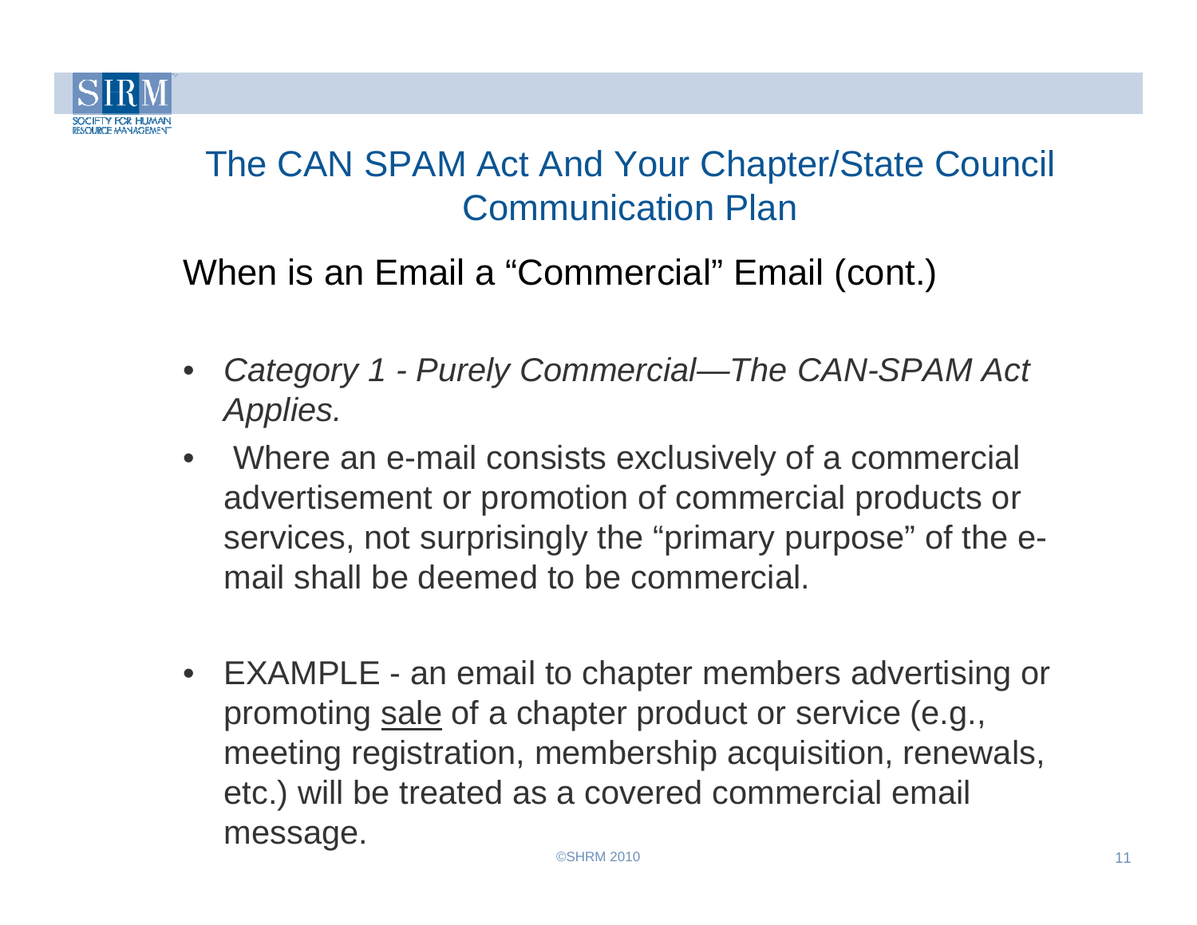# The CAN SPAM Act And Your Chapter/State Council Communication Plan

## When is an Email a "Commercial" Email (cont.)

- *Category 1 - Purely Commercial—The CAN-SPAM Act Applies.*
- Where an e-mail consists exclusively of a commercial advertisement or promotion of commercial products or services, not surprisingly the "primary purpose" of the e-mail shall be deemed to be commercial.

- EXAMPLE - an email to chapter members advertising or promoting <u>sale</u> of a chapter product or service (e.g., meeting registration, membership acquisition, renewals, etc.) will be treated as a covered commercial email message.

©SHRM 2010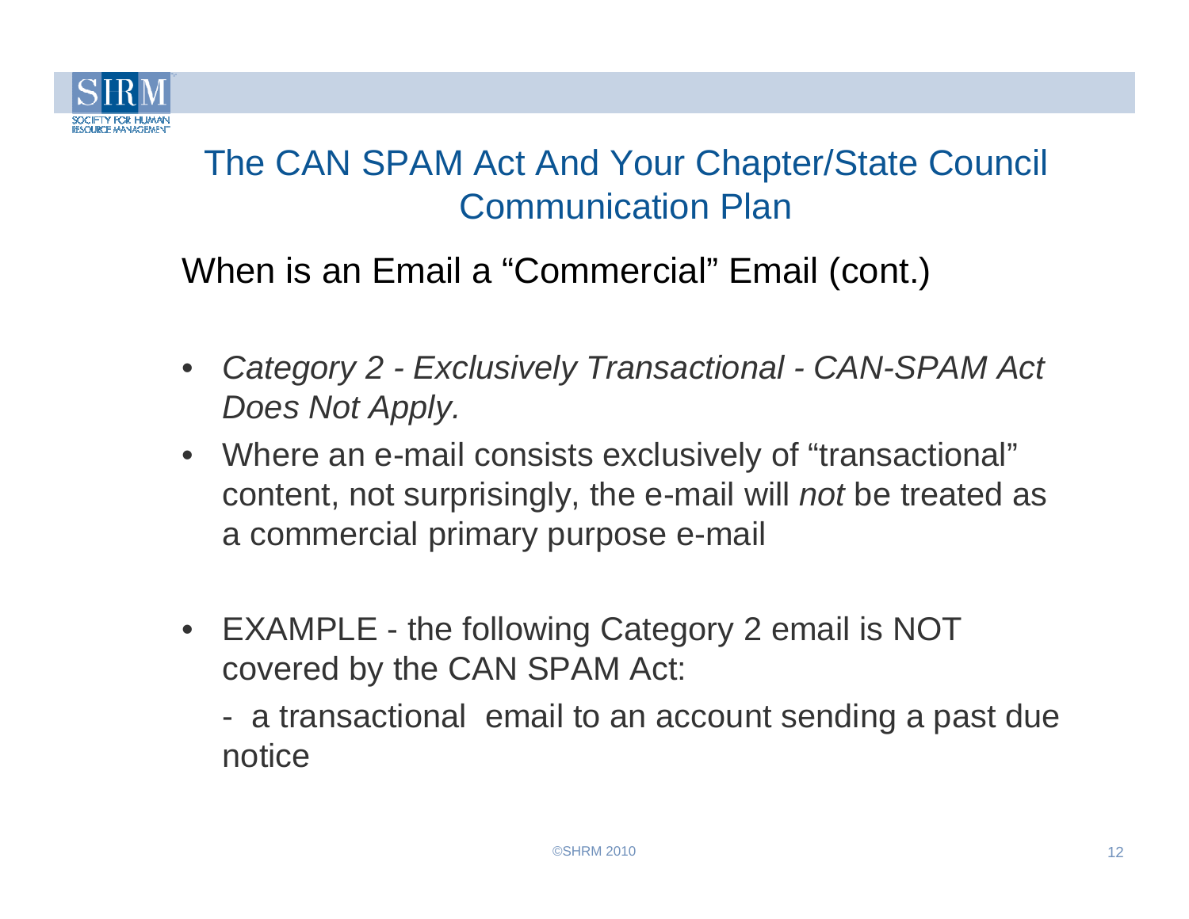# The CAN SPAM Act And Your Chapter/State Council Communication Plan

## When is an Email a "Commercial" Email (cont.)

- *Category 2 - Exclusively Transactional - CAN-SPAM Act Does Not Apply.*
- Where an e-mail consists exclusively of "transactional" content, not surprisingly, the e-mail will *not* be treated as a commercial primary purpose e-mail

- EXAMPLE - the following Category 2 email is NOT covered by the CAN SPAM Act:

  - a transactional email to an account sending a past due notice

©SHRM 2010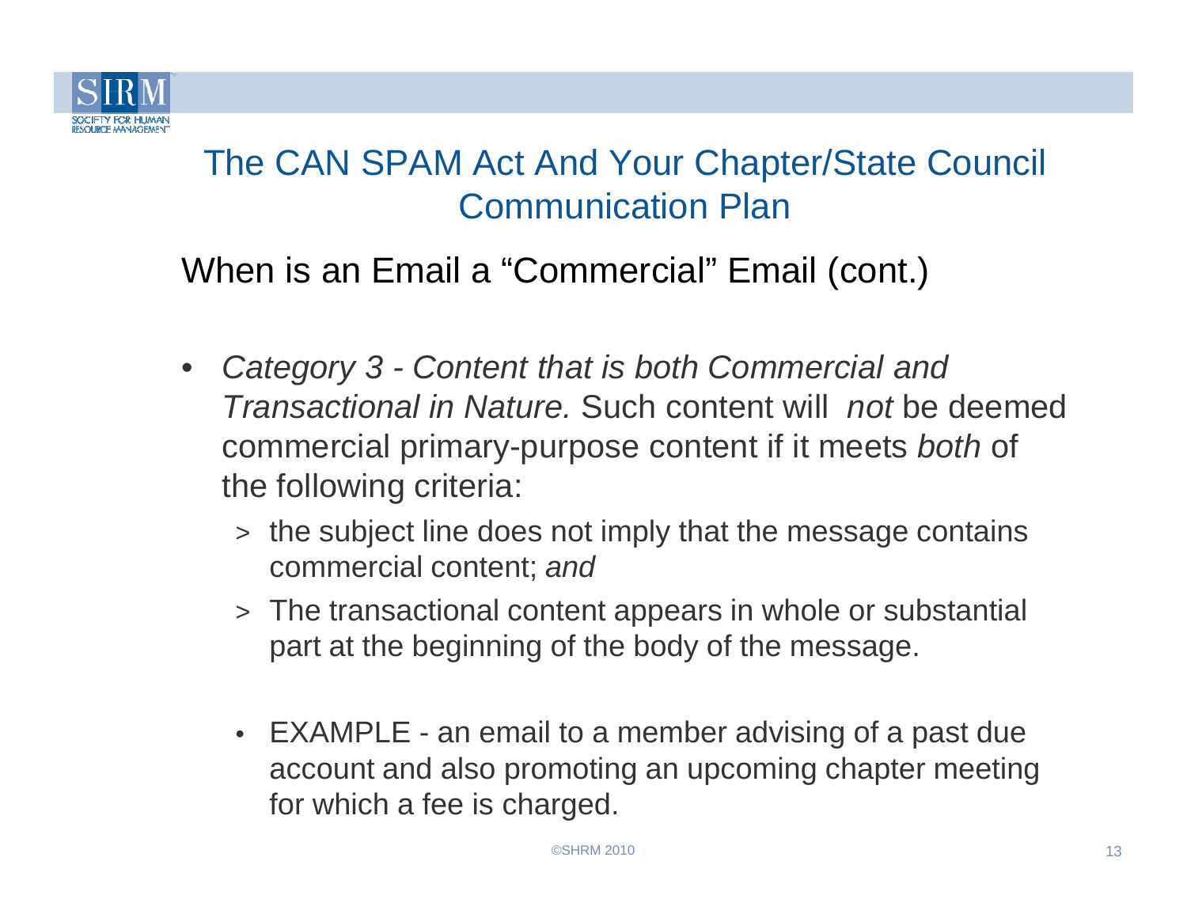# The CAN SPAM Act And Your Chapter/State Council Communication Plan

## When is an Email a "Commercial" Email (cont.)

- *Category 3 - Content that is both Commercial and Transactional in Nature.* Such content will *not* be deemed commercial primary-purpose content if it meets *both* of the following criteria:
  - the subject line does not imply that the message contains commercial content; *and*
  - The transactional content appears in whole or substantial part at the beginning of the body of the message.

  - EXAMPLE - an email to a member advising of a past due account and also promoting an upcoming chapter meeting for which a fee is charged.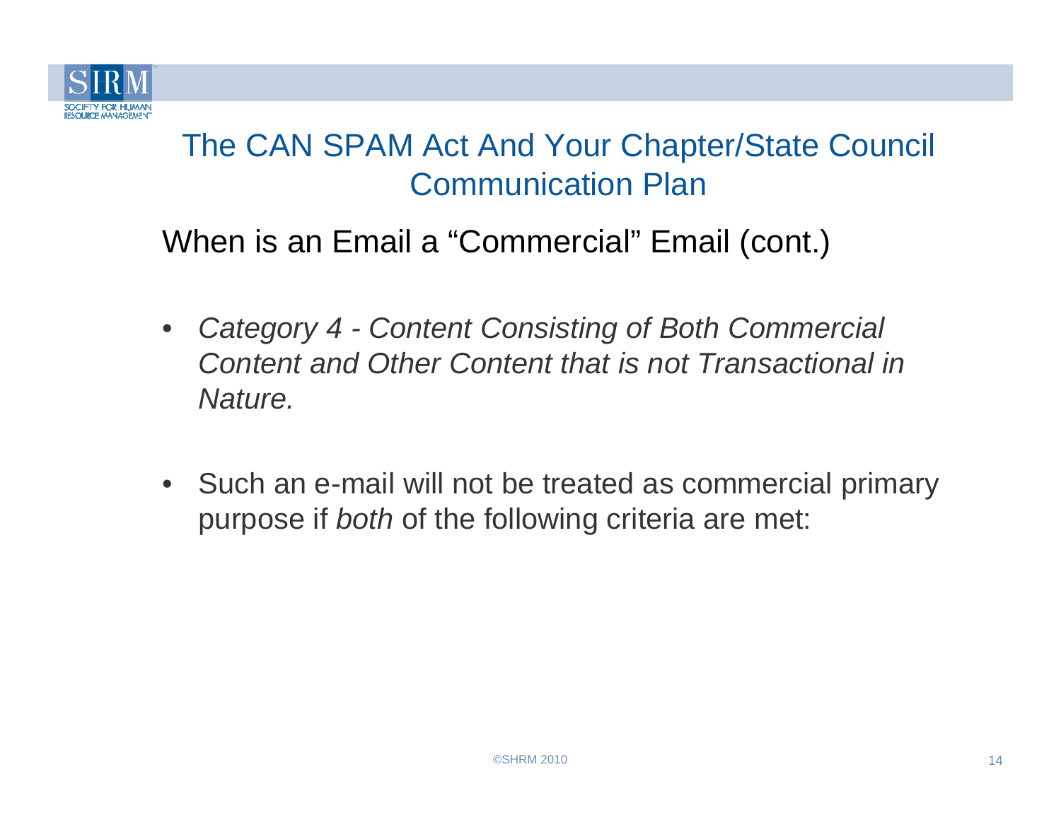# The CAN SPAM Act And Your Chapter/State Council Communication Plan

## When is an Email a "Commercial" Email (cont.)

- *Category 4 - Content Consisting of Both Commercial Content and Other Content that is not Transactional in Nature.*

- Such an e-mail will not be treated as commercial primary purpose if *both* of the following criteria are met: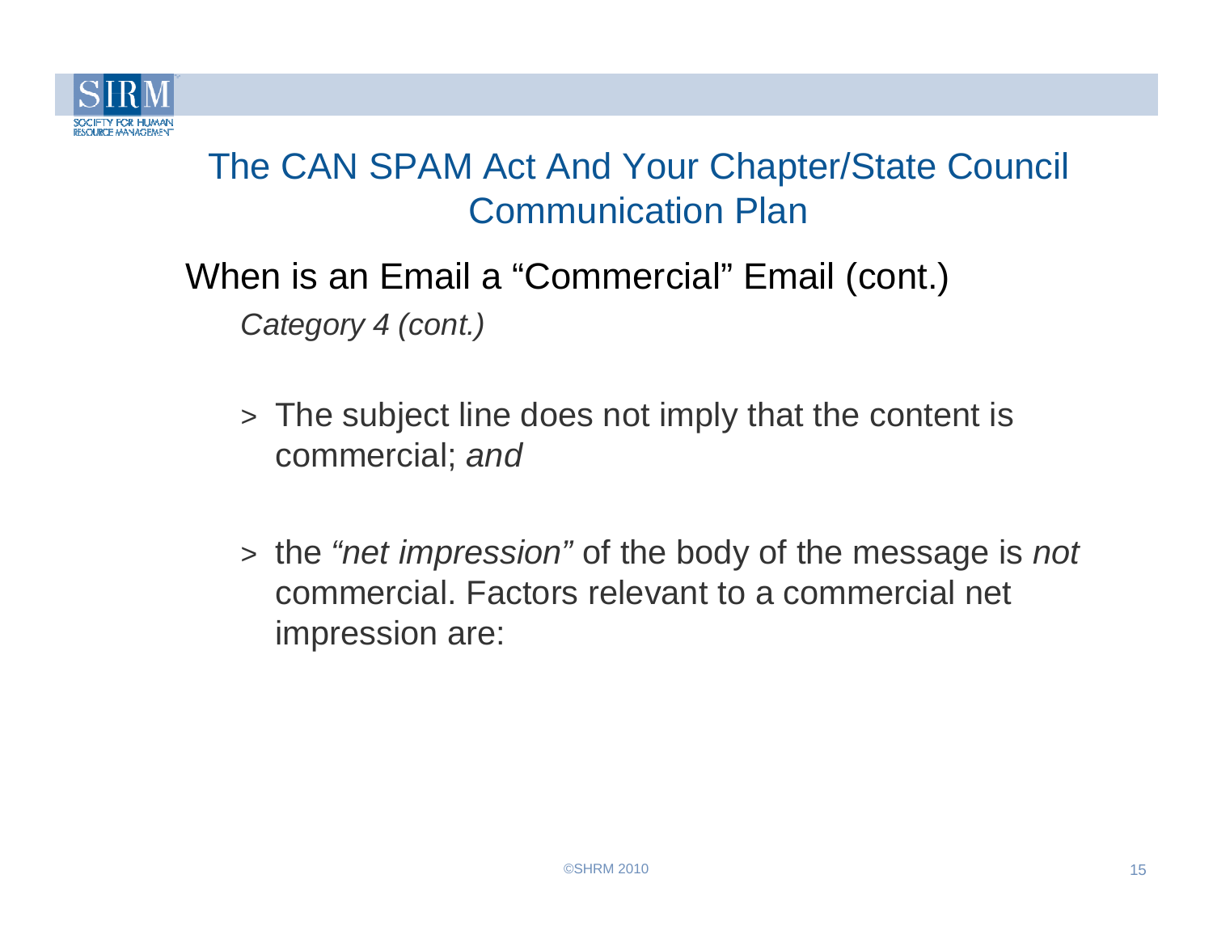# The CAN SPAM Act And Your Chapter/State Council Communication Plan

## When is an Email a "Commercial" Email (cont.)

*Category 4 (cont.)*

- The subject line does not imply that the content is commercial; *and*
- the *"net impression"* of the body of the message is *not* commercial. Factors relevant to a commercial net impression are: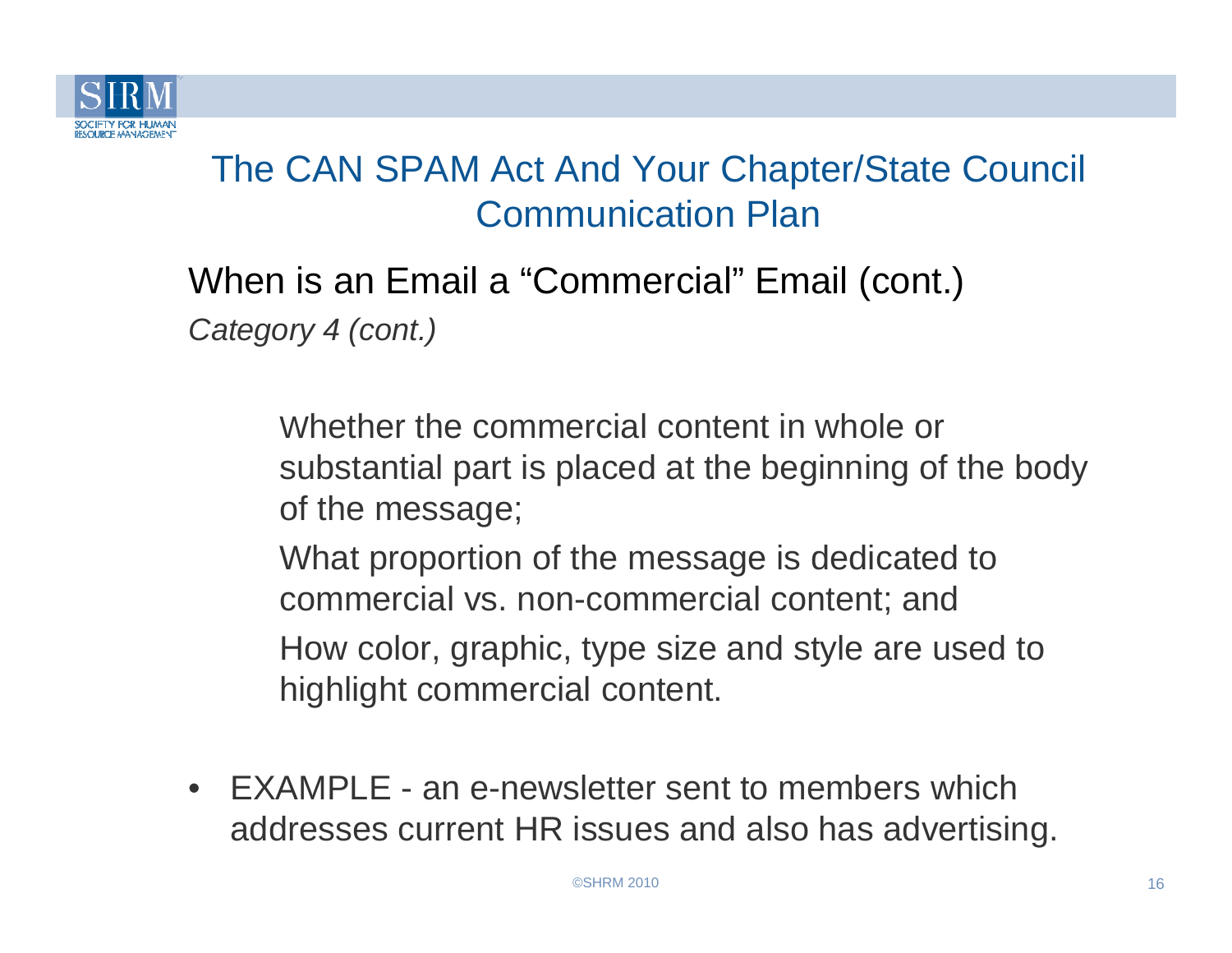# The CAN SPAM Act And Your Chapter/State Council Communication Plan

## When is an Email a "Commercial" Email (cont.)

*Category 4 (cont.)*

Whether the commercial content in whole or substantial part is placed at the beginning of the body of the message;

What proportion of the message is dedicated to commercial vs. non-commercial content; and

How color, graphic, type size and style are used to highlight commercial content.

- EXAMPLE - an e-newsletter sent to members which addresses current HR issues and also has advertising.

©SHRM 2010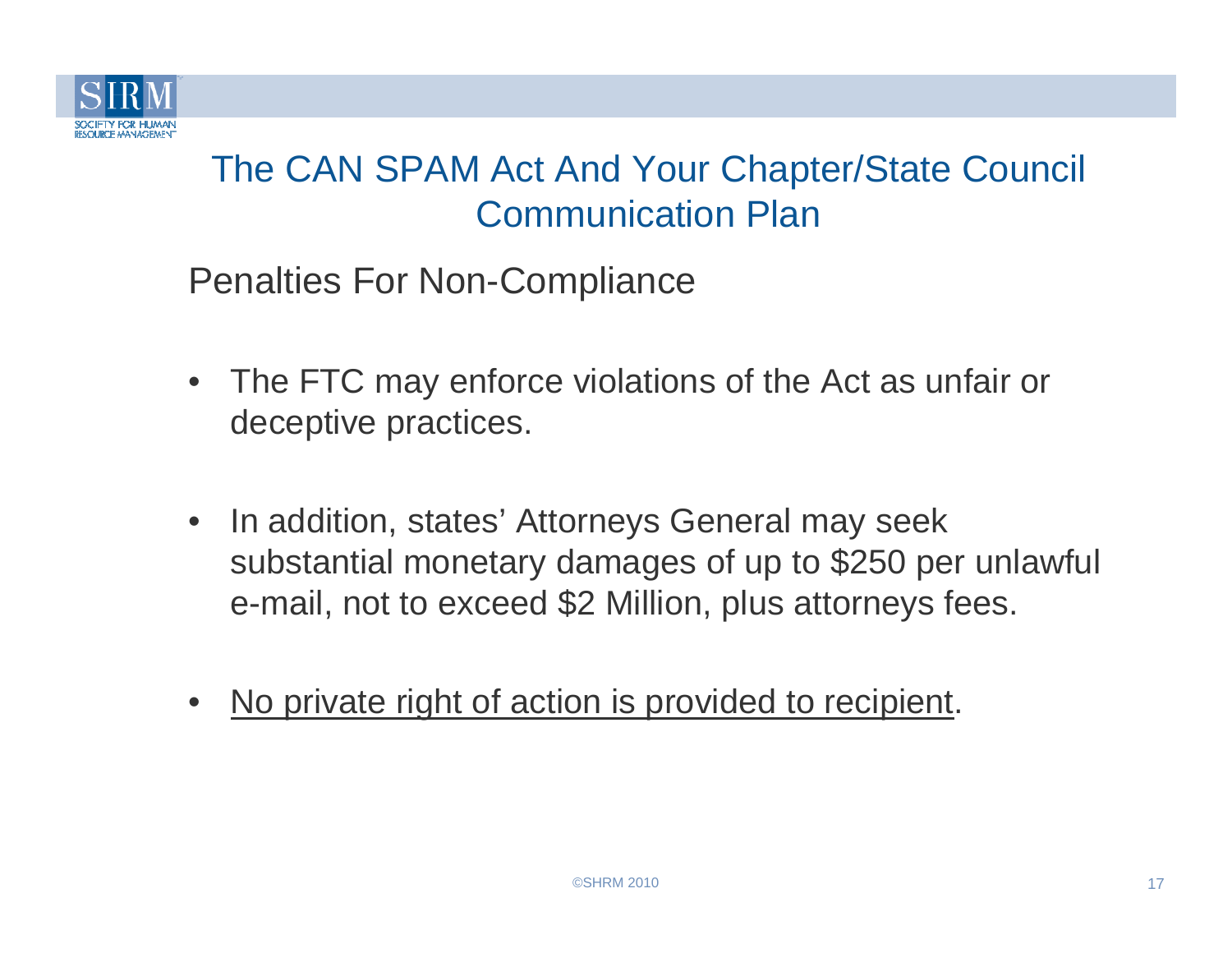# The CAN SPAM Act And Your Chapter/State Council Communication Plan

## Penalties For Non-Compliance

- The FTC may enforce violations of the Act as unfair or deceptive practices.
- In addition, states' Attorneys General may seek substantial monetary damages of up to $250 per unlawful e-mail, not to exceed $2 Million, plus attorneys fees.
- <u>No private right of action is provided to recipient</u>.

©SHRM 2010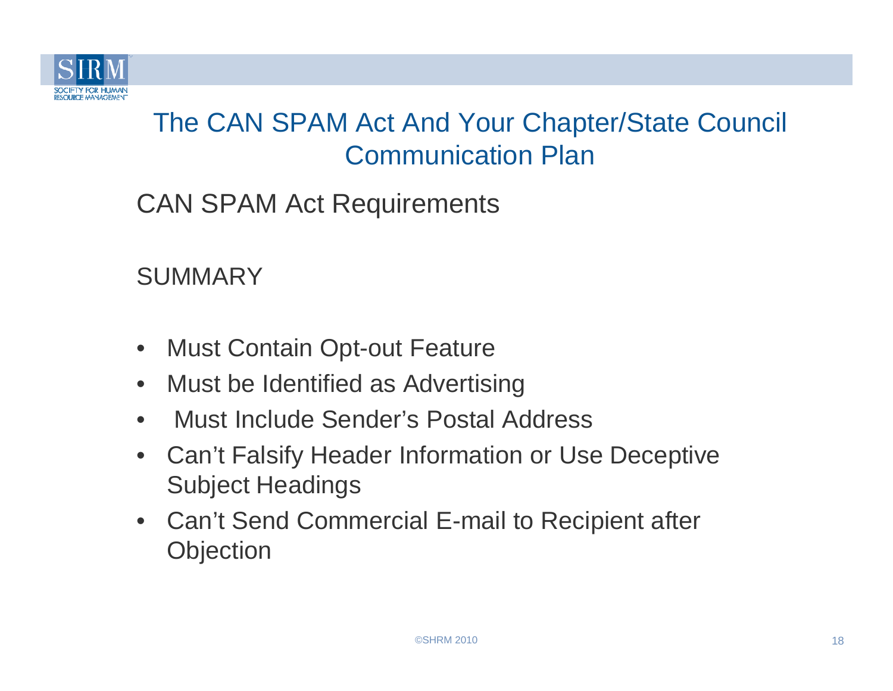# The CAN SPAM Act And Your Chapter/State Council Communication Plan

## CAN SPAM Act Requirements

### SUMMARY

- Must Contain Opt-out Feature
- Must be Identified as Advertising
- Must Include Sender's Postal Address
- Can't Falsify Header Information or Use Deceptive Subject Headings
- Can't Send Commercial E-mail to Recipient after Objection

©SHRM 2010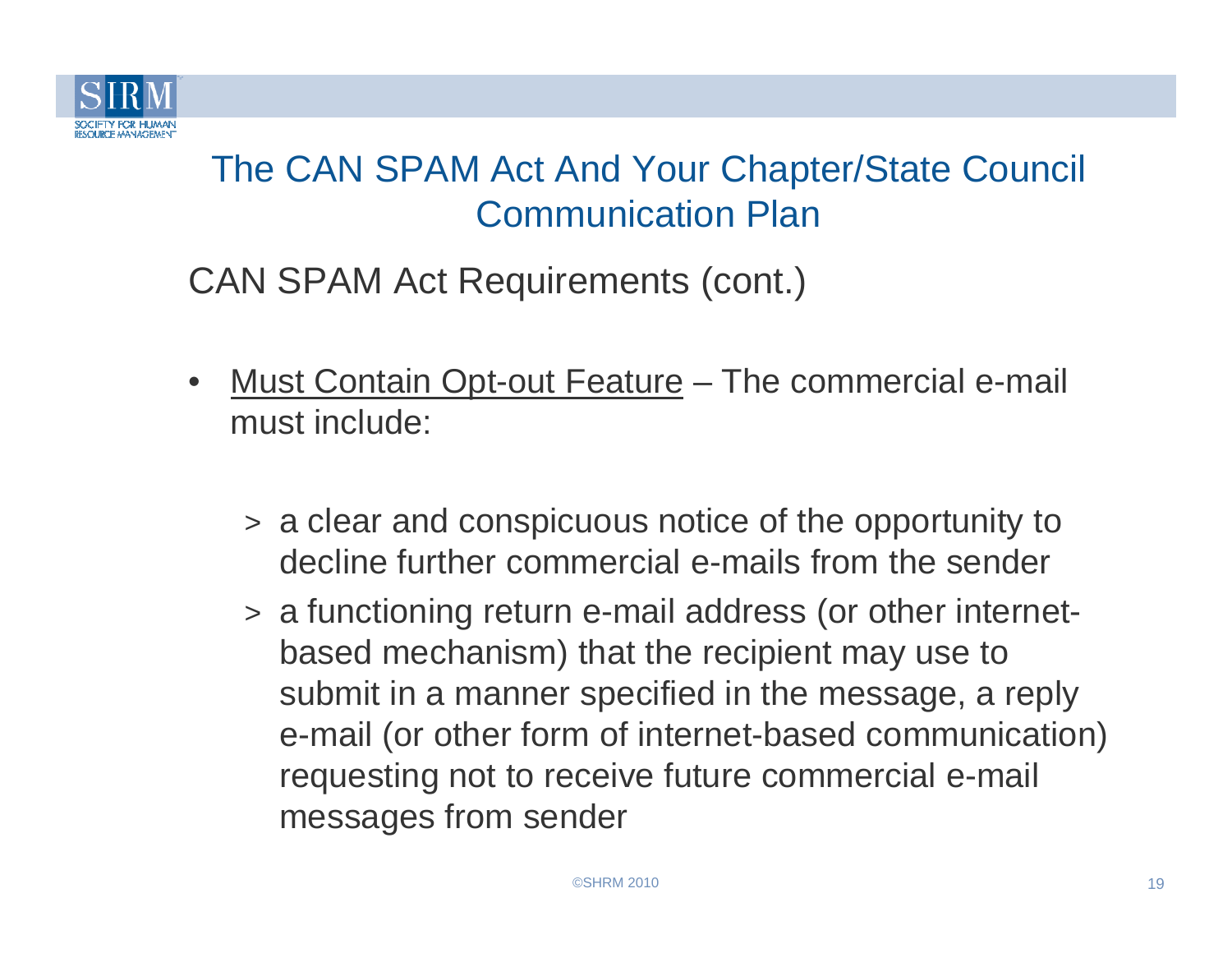# The CAN SPAM Act And Your Chapter/State Council Communication Plan

## CAN SPAM Act Requirements (cont.)

- Must Contain Opt-out Feature – The commercial e-mail must include:
  - a clear and conspicuous notice of the opportunity to decline further commercial e-mails from the sender
  - a functioning return e-mail address (or other internet-based mechanism) that the recipient may use to submit in a manner specified in the message, a reply e-mail (or other form of internet-based communication) requesting not to receive future commercial e-mail messages from sender

©SHRM 2010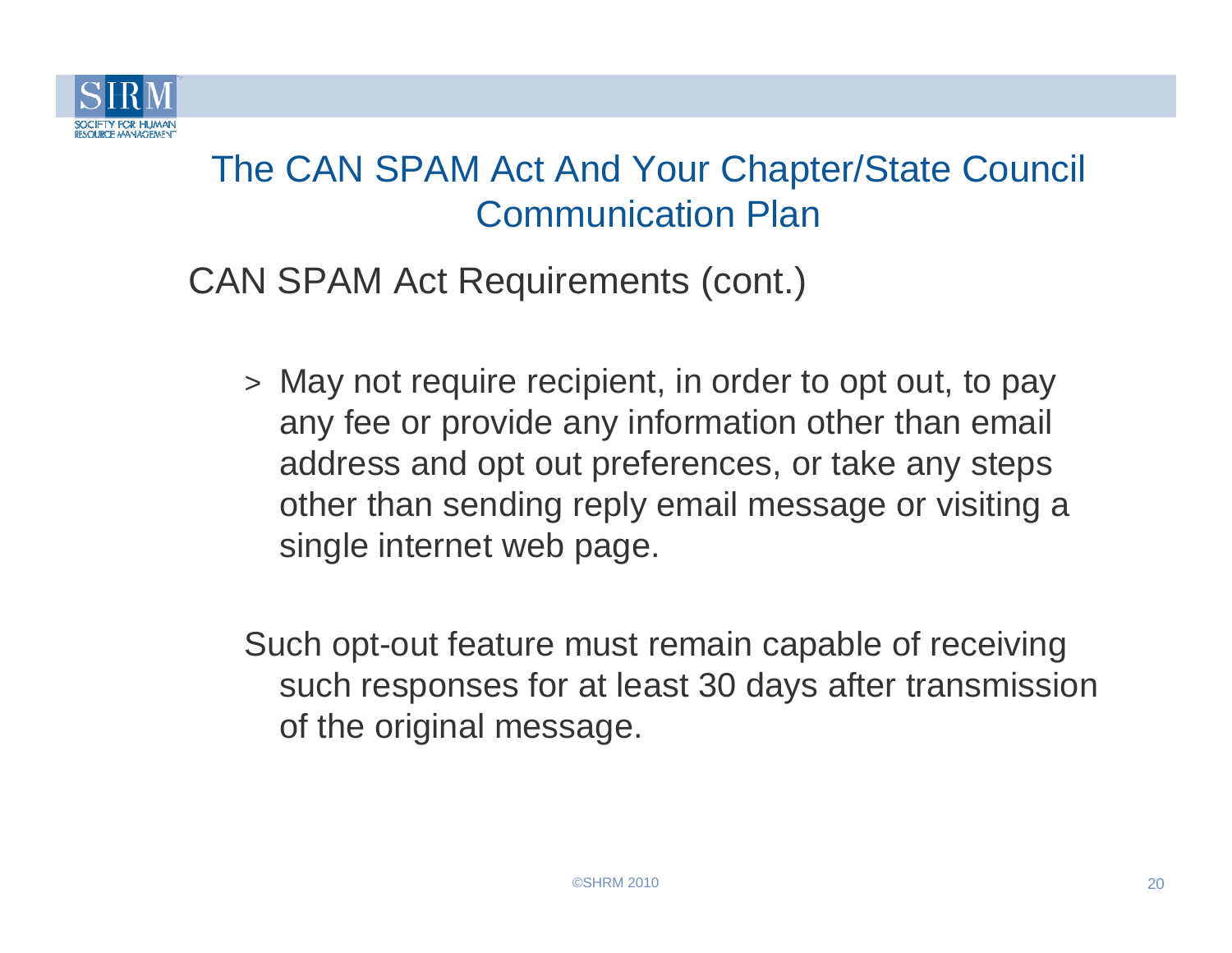# The CAN SPAM Act And Your Chapter/State Council Communication Plan

## CAN SPAM Act Requirements (cont.)

> May not require recipient, in order to opt out, to pay any fee or provide any information other than email address and opt out preferences, or take any steps other than sending reply email message or visiting a single internet web page.

Such opt-out feature must remain capable of receiving such responses for at least 30 days after transmission of the original message.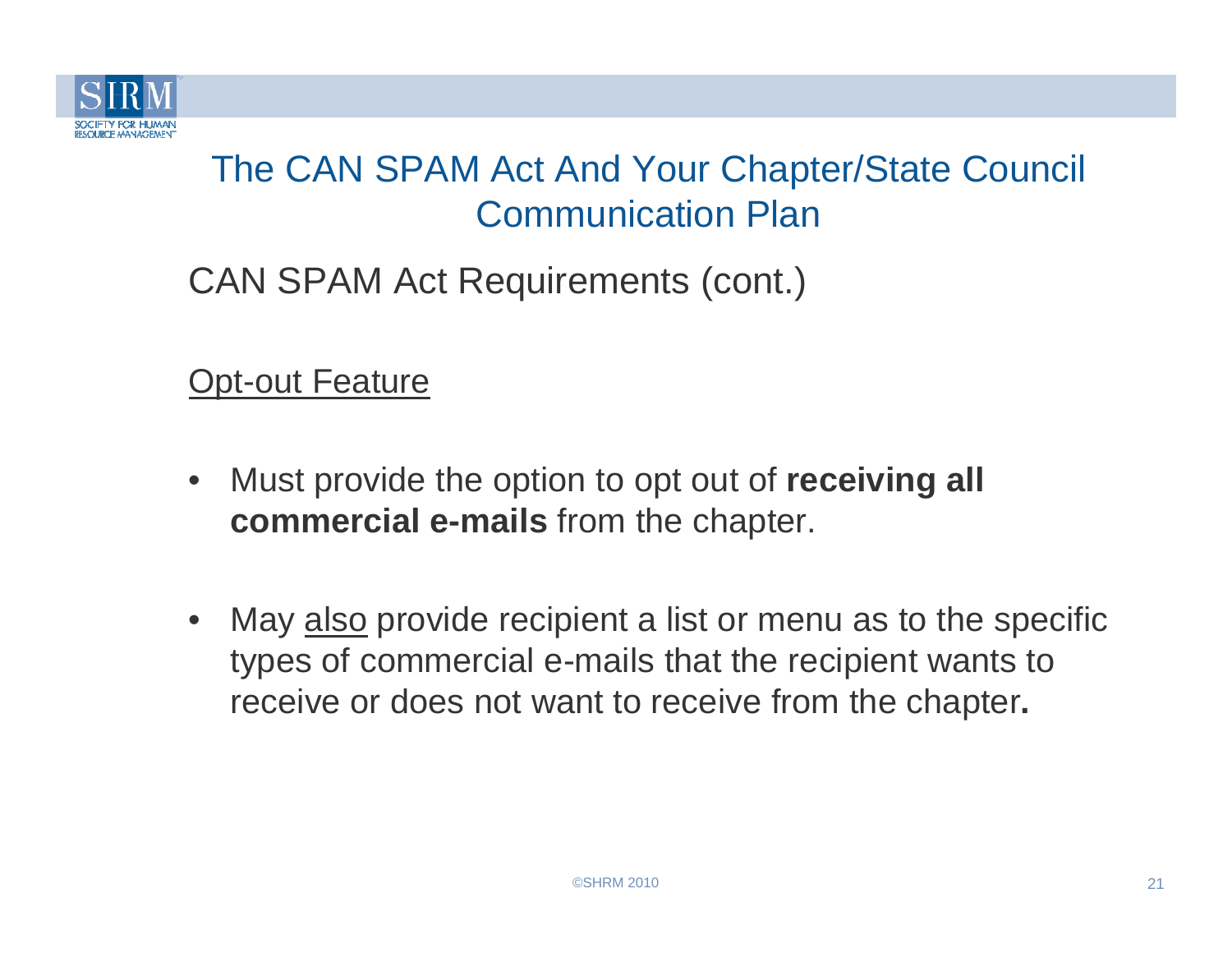# The CAN SPAM Act And Your Chapter/State Council Communication Plan

## CAN SPAM Act Requirements (cont.)

<u>Opt-out Feature</u>

- Must provide the option to opt out of **receiving all commercial e-mails** from the chapter.

- May <u>also</u> provide recipient a list or menu as to the specific types of commercial e-mails that the recipient wants to receive or does not want to receive from the chapter**.**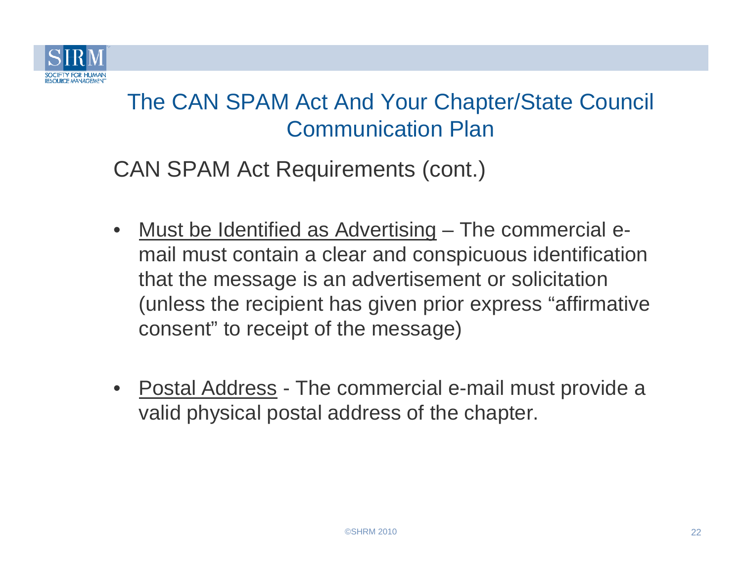# The CAN SPAM Act And Your Chapter/State Council Communication Plan

## CAN SPAM Act Requirements (cont.)

- Must be Identified as Advertising – The commercial e-mail must contain a clear and conspicuous identification that the message is an advertisement or solicitation (unless the recipient has given prior express "affirmative consent" to receipt of the message)

- Postal Address - The commercial e-mail must provide a valid physical postal address of the chapter.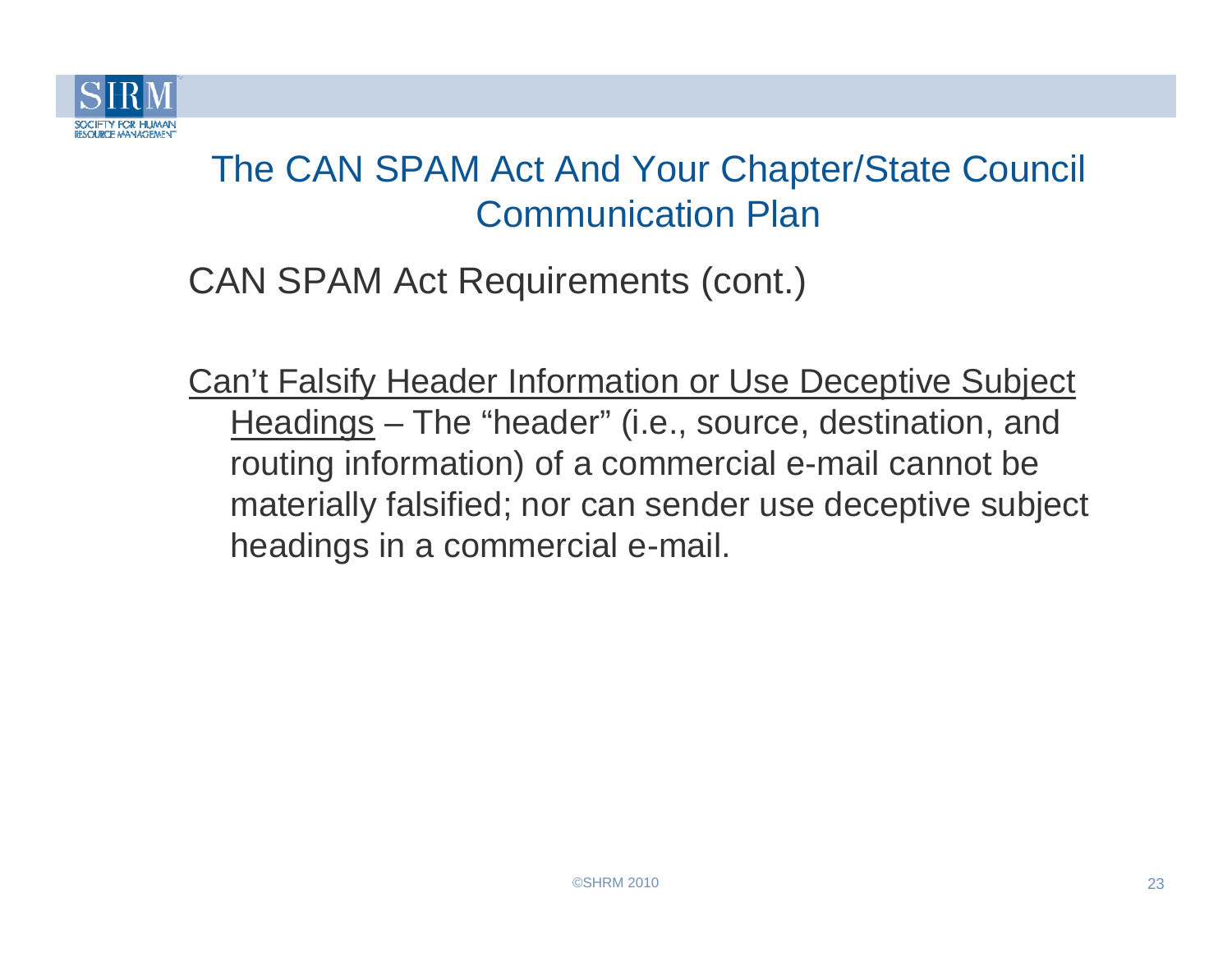# The CAN SPAM Act And Your Chapter/State Council Communication Plan

## CAN SPAM Act Requirements (cont.)

<u>Can't Falsify Header Information or Use Deceptive Subject Headings</u> – The "header" (i.e., source, destination, and routing information) of a commercial e-mail cannot be materially falsified; nor can sender use deceptive subject headings in a commercial e-mail.

©SHRM 2010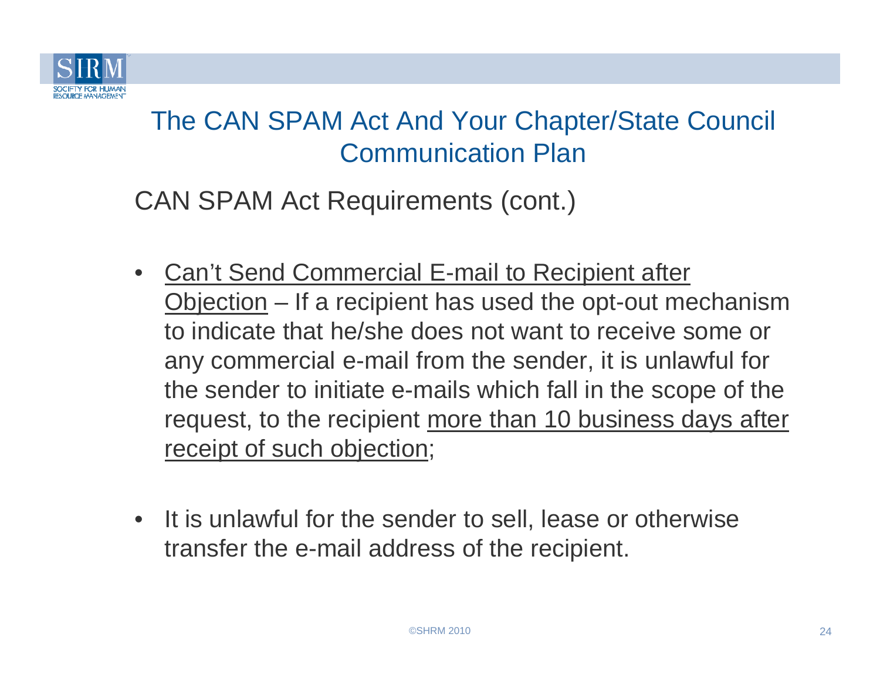## The CAN SPAM Act And Your Chapter/State Council Communication Plan

### CAN SPAM Act Requirements (cont.)

- Can't Send Commercial E-mail to Recipient after Objection – If a recipient has used the opt-out mechanism to indicate that he/she does not want to receive some or any commercial e-mail from the sender, it is unlawful for the sender to initiate e-mails which fall in the scope of the request, to the recipient more than 10 business days after receipt of such objection;

- It is unlawful for the sender to sell, lease or otherwise transfer the e-mail address of the recipient.

©SHRM 2010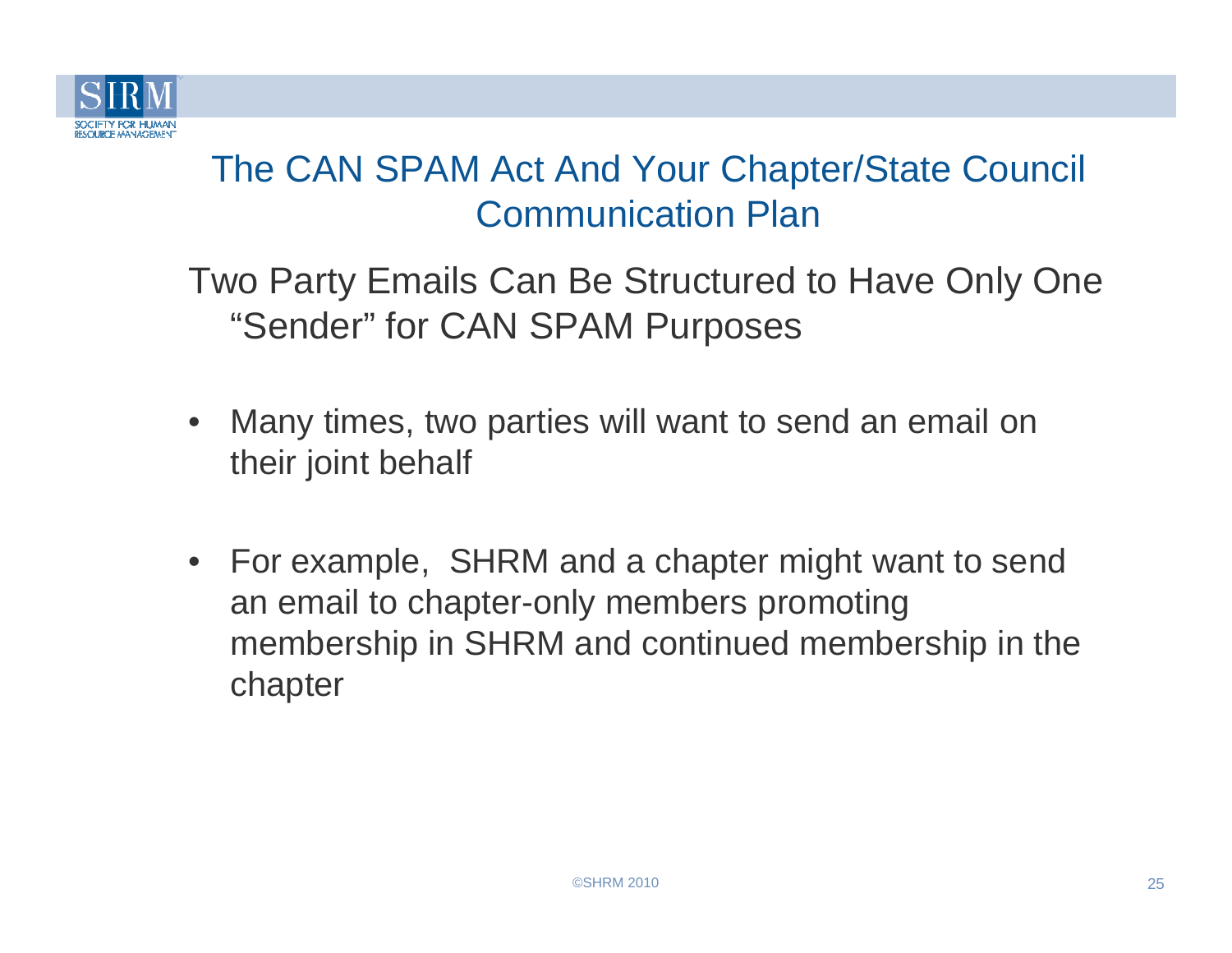# The CAN SPAM Act And Your Chapter/State Council Communication Plan

## Two Party Emails Can Be Structured to Have Only One "Sender" for CAN SPAM Purposes

- Many times, two parties will want to send an email on their joint behalf
- For example, SHRM and a chapter might want to send an email to chapter-only members promoting membership in SHRM and continued membership in the chapter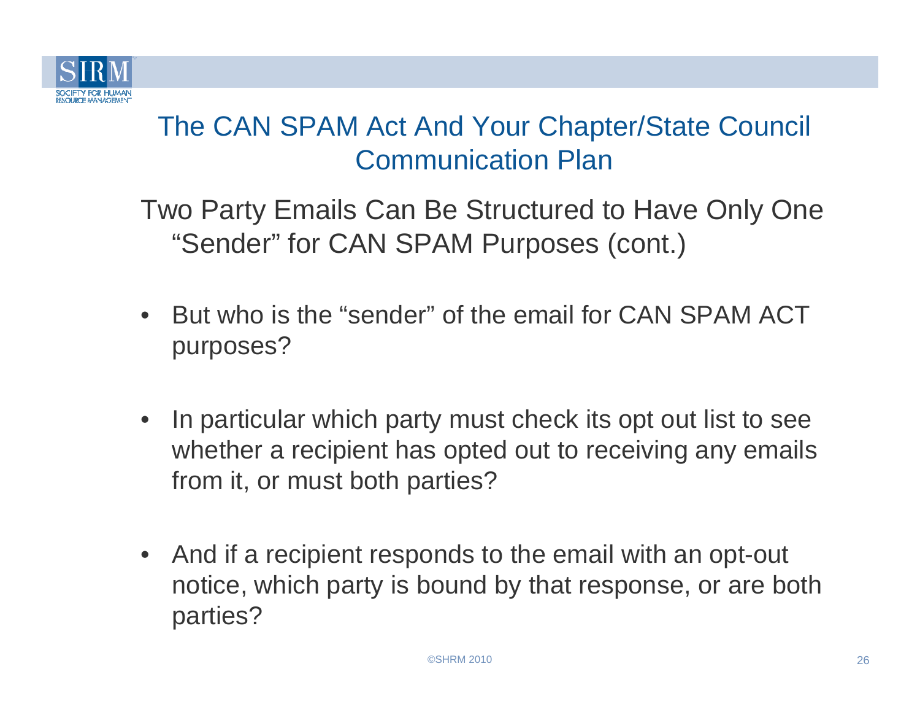## The CAN SPAM Act And Your Chapter/State Council Communication Plan

### Two Party Emails Can Be Structured to Have Only One "Sender" for CAN SPAM Purposes (cont.)

- But who is the "sender" of the email for CAN SPAM ACT purposes?
- In particular which party must check its opt out list to see whether a recipient has opted out to receiving any emails from it, or must both parties?
- And if a recipient responds to the email with an opt-out notice, which party is bound by that response, or are both parties?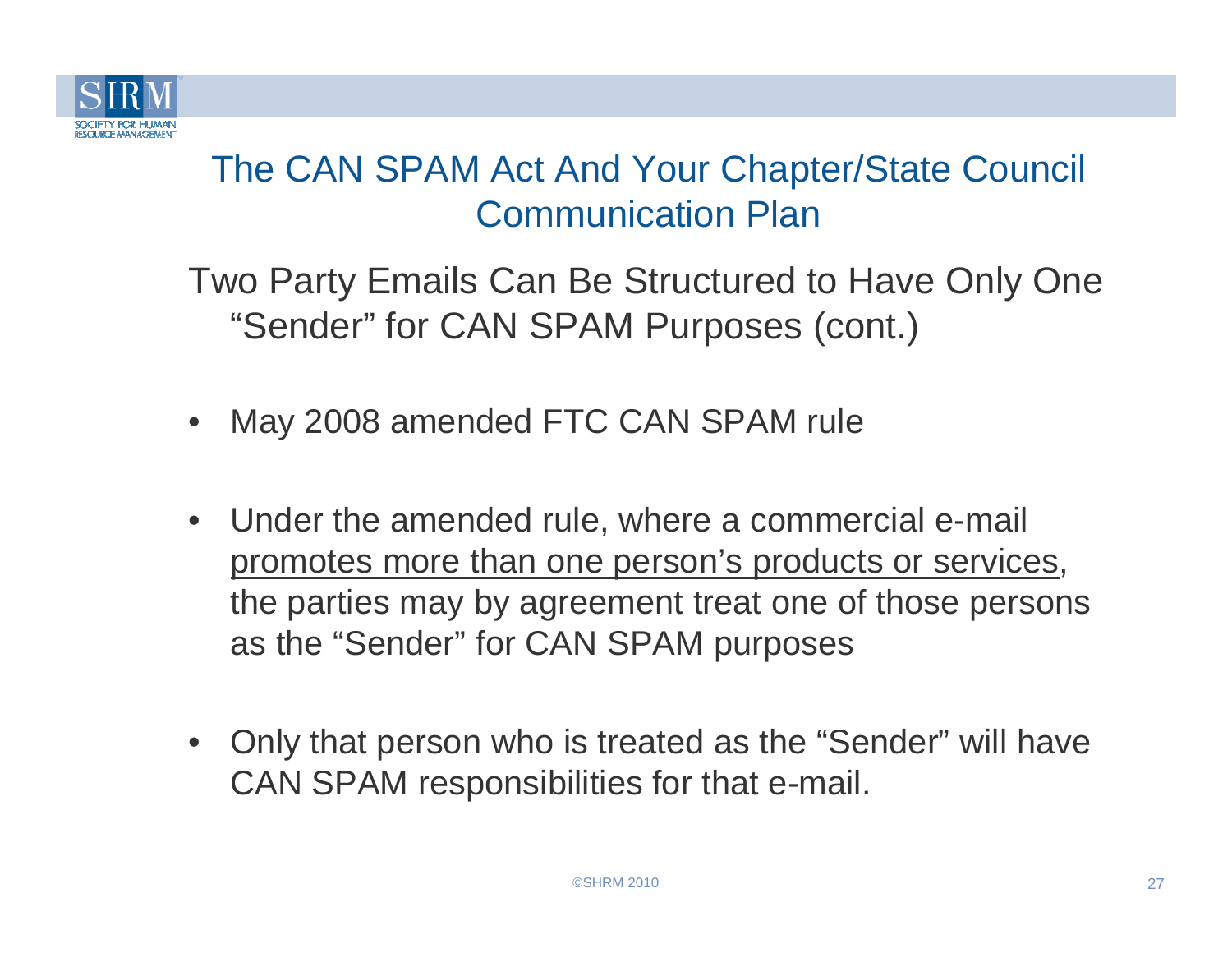## The CAN SPAM Act And Your Chapter/State Council Communication Plan

### Two Party Emails Can Be Structured to Have Only One "Sender" for CAN SPAM Purposes (cont.)

- May 2008 amended FTC CAN SPAM rule
- Under the amended rule, where a commercial e-mail <u>promotes more than one person's products or services</u>, the parties may by agreement treat one of those persons as the "Sender" for CAN SPAM purposes
- Only that person who is treated as the "Sender" will have CAN SPAM responsibilities for that e-mail.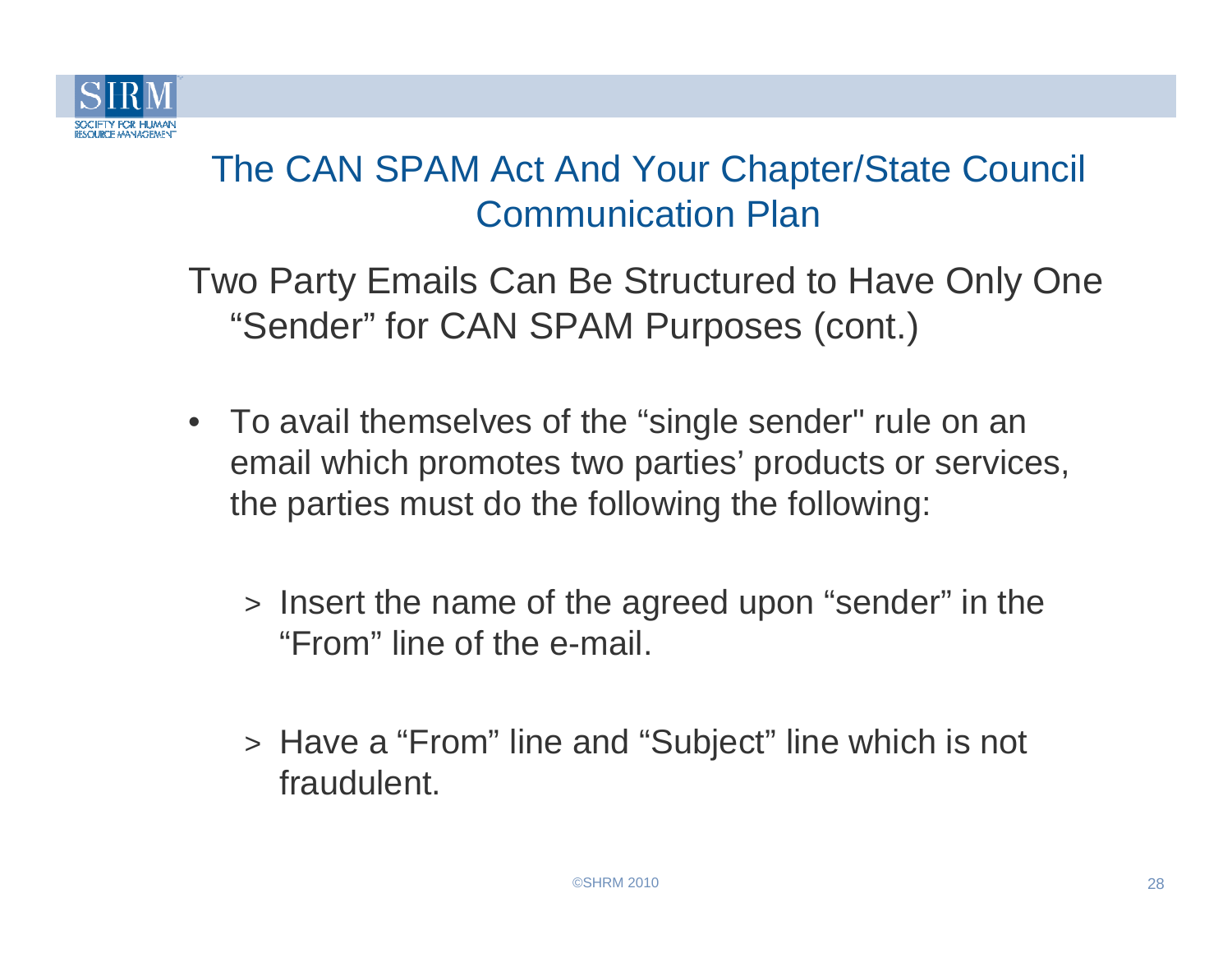# The CAN SPAM Act And Your Chapter/State Council Communication Plan

## Two Party Emails Can Be Structured to Have Only One "Sender" for CAN SPAM Purposes (cont.)

- To avail themselves of the "single sender" rule on an email which promotes two parties' products or services, the parties must do the following the following:
  - Insert the name of the agreed upon "sender" in the "From" line of the e-mail.
  - Have a "From" line and "Subject" line which is not fraudulent.

©SHRM 2010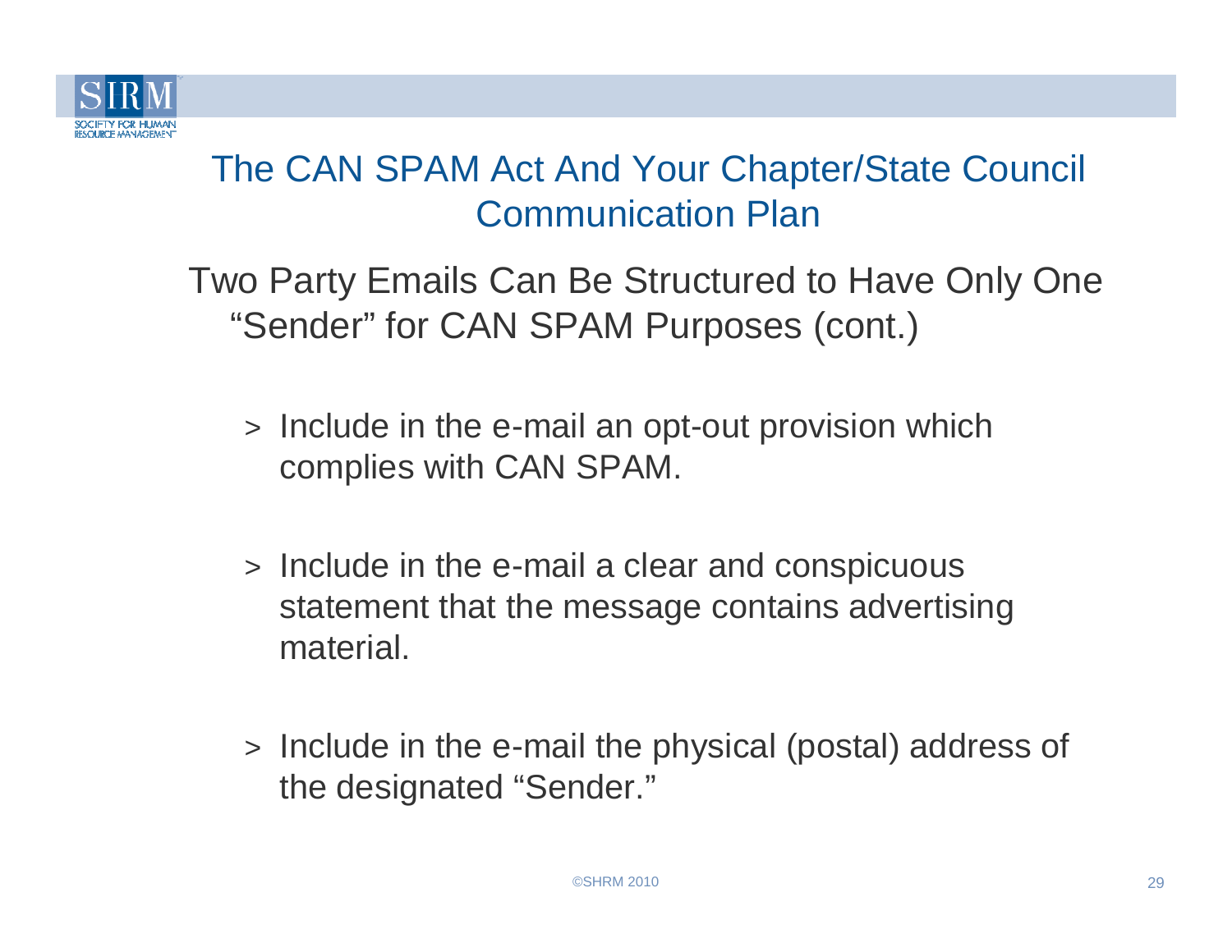# The CAN SPAM Act And Your Chapter/State Council Communication Plan

## Two Party Emails Can Be Structured to Have Only One "Sender" for CAN SPAM Purposes (cont.)

> Include in the e-mail an opt-out provision which complies with CAN SPAM.

> Include in the e-mail a clear and conspicuous statement that the message contains advertising material.

> Include in the e-mail the physical (postal) address of the designated "Sender."

©SHRM 2010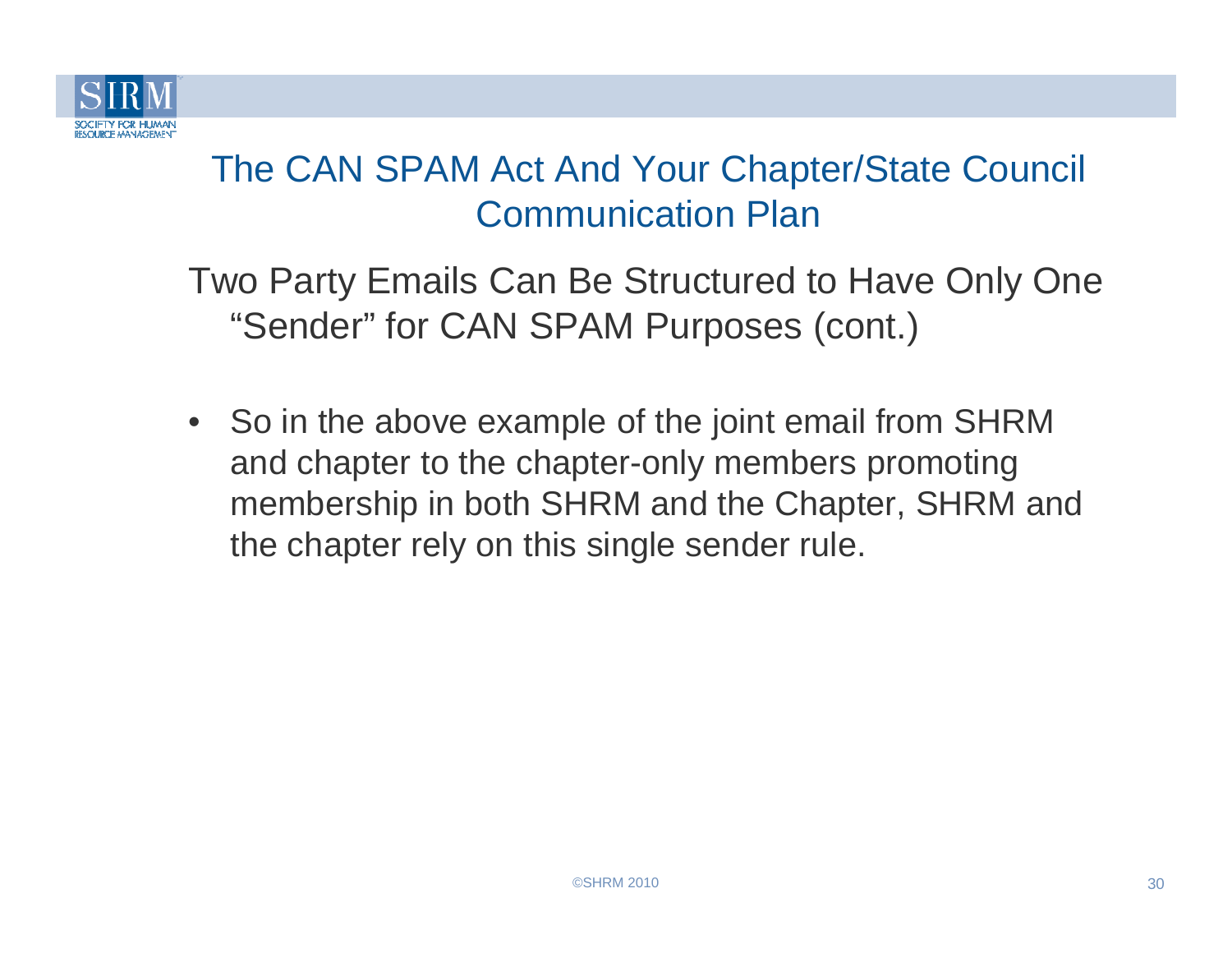# The CAN SPAM Act And Your Chapter/State Council Communication Plan

## Two Party Emails Can Be Structured to Have Only One "Sender" for CAN SPAM Purposes (cont.)

- So in the above example of the joint email from SHRM and chapter to the chapter-only members promoting membership in both SHRM and the Chapter, SHRM and the chapter rely on this single sender rule.

©SHRM 2010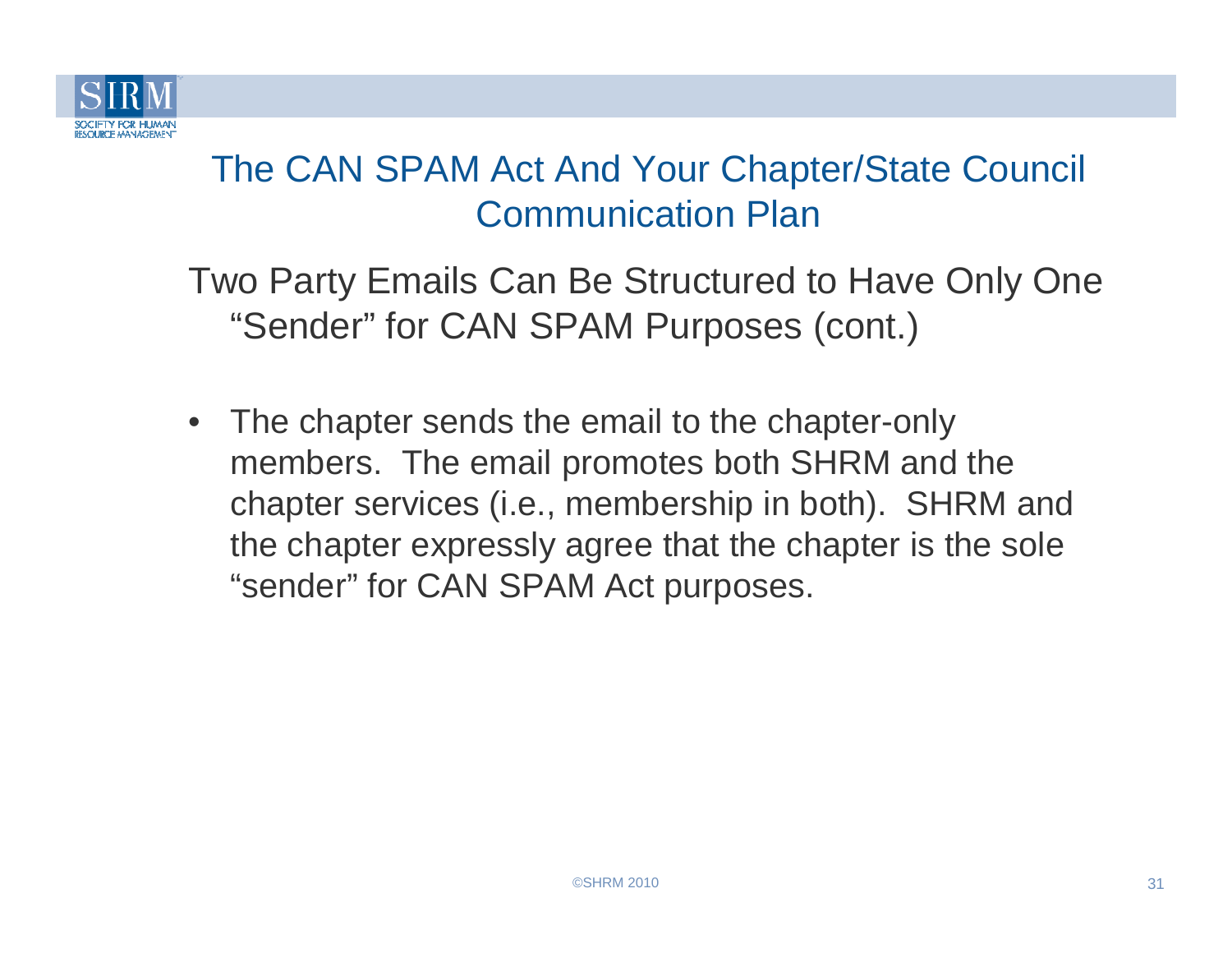# The CAN SPAM Act And Your Chapter/State Council Communication Plan

## Two Party Emails Can Be Structured to Have Only One "Sender" for CAN SPAM Purposes (cont.)

- The chapter sends the email to the chapter-only members. The email promotes both SHRM and the chapter services (i.e., membership in both). SHRM and the chapter expressly agree that the chapter is the sole "sender" for CAN SPAM Act purposes.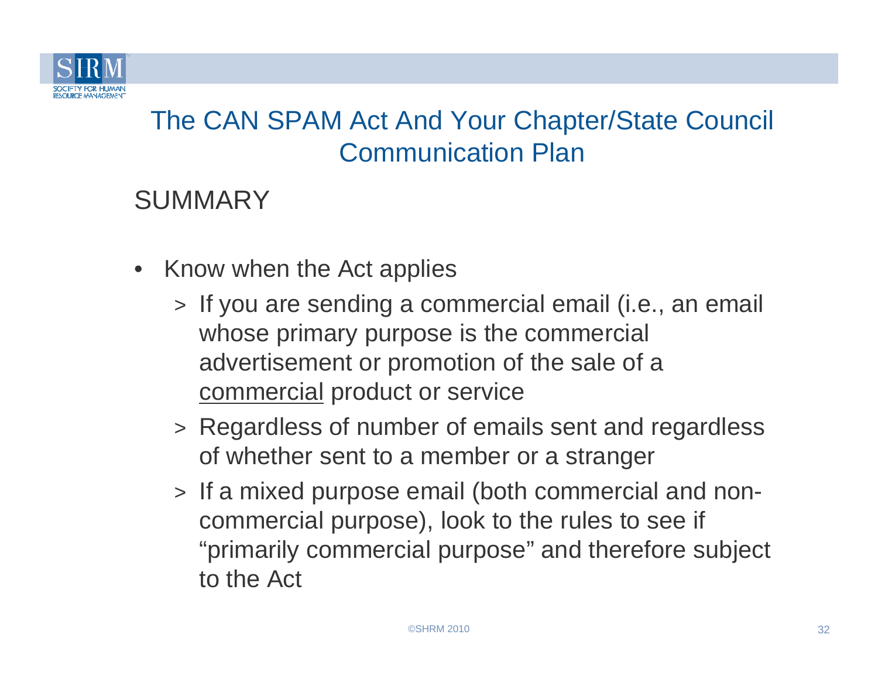# The CAN SPAM Act And Your Chapter/State Council Communication Plan

## SUMMARY

- Know when the Act applies
  - > If you are sending a commercial email (i.e., an email whose primary purpose is the commercial advertisement or promotion of the sale of a <u>commercial</u> product or service
  - > Regardless of number of emails sent and regardless of whether sent to a member or a stranger
  - > If a mixed purpose email (both commercial and non-commercial purpose), look to the rules to see if "primarily commercial purpose" and therefore subject to the Act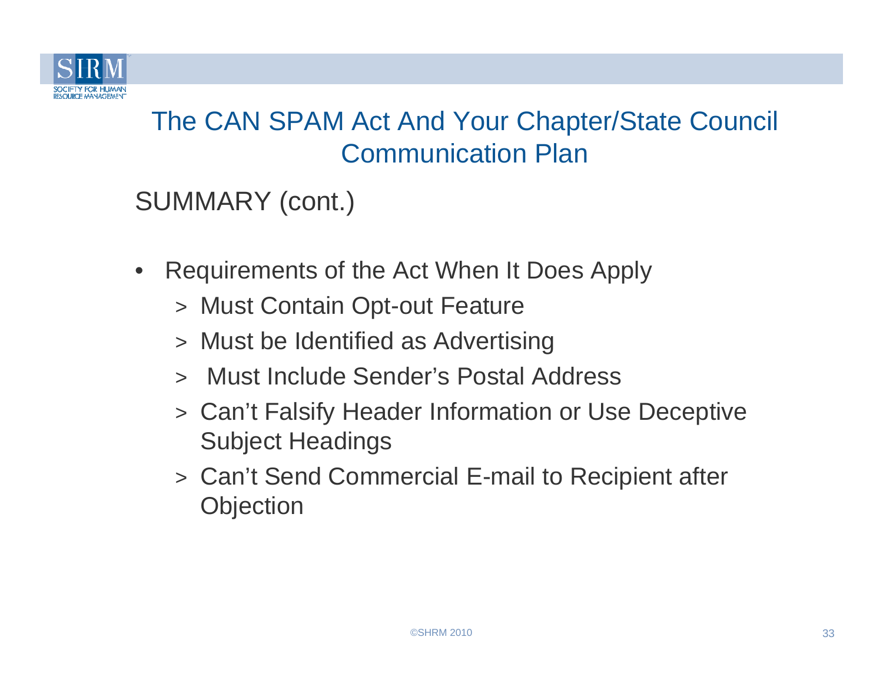# The CAN SPAM Act And Your Chapter/State Council Communication Plan

## SUMMARY (cont.)

- Requirements of the Act When It Does Apply
  - > Must Contain Opt-out Feature
  - > Must be Identified as Advertising
  - > Must Include Sender's Postal Address
  - > Can't Falsify Header Information or Use Deceptive Subject Headings
  - > Can't Send Commercial E-mail to Recipient after Objection